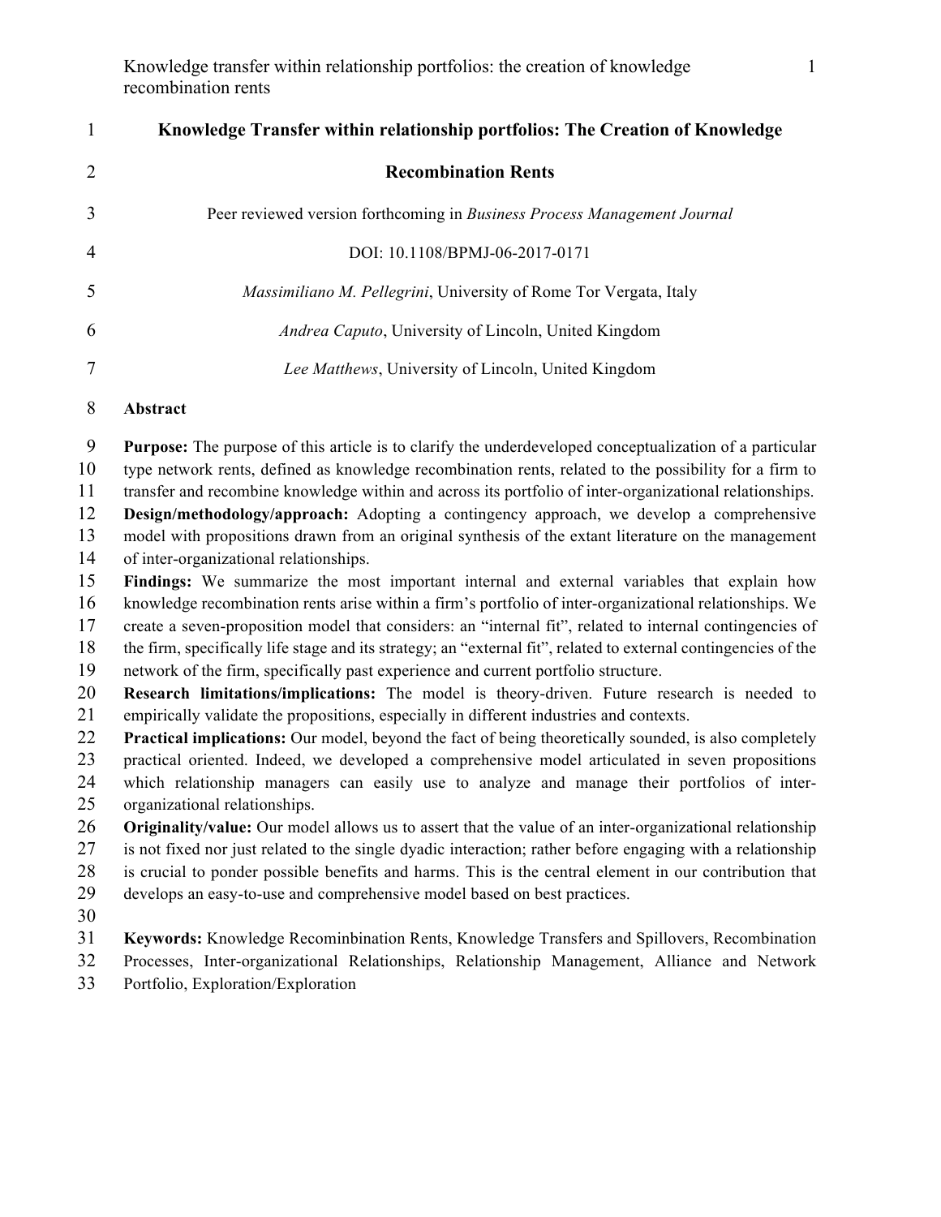# Knowledge Transfer within relationship portfolios: The Creation of Knowledge Recombination Rents

Peer reviewed version forthcoming in *Business Process Management Journal*

DOI: 10.1108/BPMJ-06-2017-0171

*Massimiliano M. Pellegrini*, University of Rome Tor Vergata, Italy

*Andrea Caputo*, University of Lincoln, United Kingdom

*Lee Matthews*, University of Lincoln, United Kingdom

## Abstract

**Purpose:** The purpose of this article is to clarify the underdeveloped conceptualization of a particular type network rents, defined as knowledge recombination rents, related to the possibility for a firm to transfer and recombine knowledge within and across its portfolio of inter-organizational relationships.
**Design/methodology/approach:** Adopting a contingency approach, we develop a comprehensive model with propositions drawn from an original synthesis of the extant literature on the management of inter-organizational relationships.
**Findings:** We summarize the most important internal and external variables that explain how knowledge recombination rents arise within a firm's portfolio of inter-organizational relationships. We create a seven-proposition model that considers: an "internal fit", related to internal contingencies of the firm, specifically life stage and its strategy; an "external fit", related to external contingencies of the network of the firm, specifically past experience and current portfolio structure.
**Research limitations/implications:** The model is theory-driven. Future research is needed to empirically validate the propositions, especially in different industries and contexts.
**Practical implications:** Our model, beyond the fact of being theoretically sounded, is also completely practical oriented. Indeed, we developed a comprehensive model articulated in seven propositions which relationship managers can easily use to analyze and manage their portfolios of inter-organizational relationships.
**Originality/value:** Our model allows us to assert that the value of an inter-organizational relationship is not fixed nor just related to the single dyadic interaction; rather before engaging with a relationship is crucial to ponder possible benefits and harms. This is the central element in our contribution that develops an easy-to-use and comprehensive model based on best practices.

**Keywords:** Knowledge Recominbination Rents, Knowledge Transfers and Spillovers, Recombination Processes, Inter-organizational Relationships, Relationship Management, Alliance and Network Portfolio, Exploration/Exploration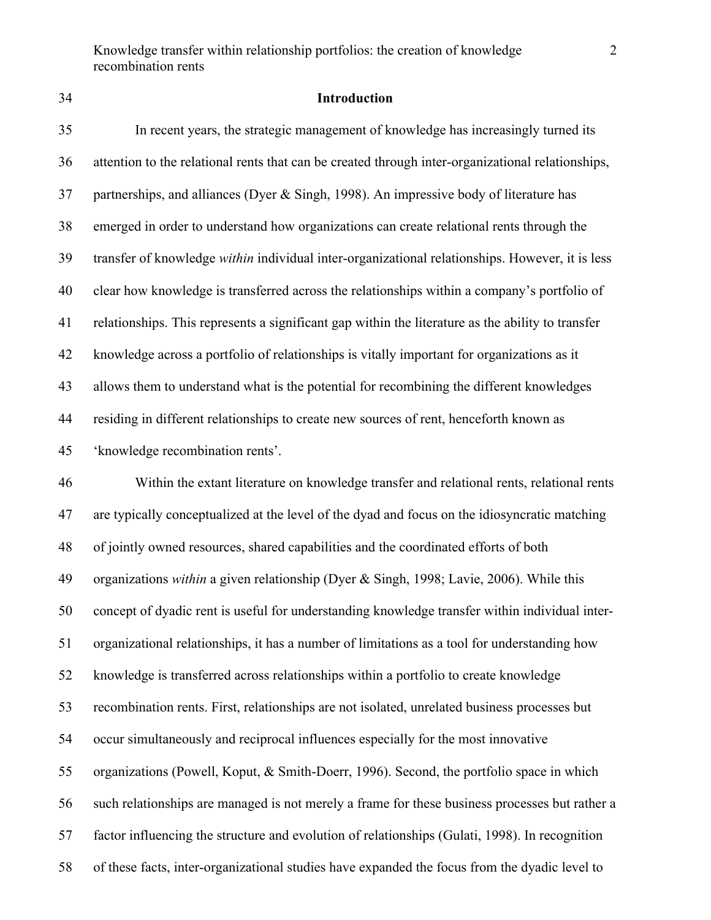## Introduction

In recent years, the strategic management of knowledge has increasingly turned its attention to the relational rents that can be created through inter-organizational relationships, partnerships, and alliances (Dyer & Singh, 1998). An impressive body of literature has emerged in order to understand how organizations can create relational rents through the transfer of knowledge *within* individual inter-organizational relationships. However, it is less clear how knowledge is transferred across the relationships within a company's portfolio of relationships. This represents a significant gap within the literature as the ability to transfer knowledge across a portfolio of relationships is vitally important for organizations as it allows them to understand what is the potential for recombining the different knowledges residing in different relationships to create new sources of rent, henceforth known as 'knowledge recombination rents'.

Within the extant literature on knowledge transfer and relational rents, relational rents are typically conceptualized at the level of the dyad and focus on the idiosyncratic matching of jointly owned resources, shared capabilities and the coordinated efforts of both organizations *within* a given relationship (Dyer & Singh, 1998; Lavie, 2006). While this concept of dyadic rent is useful for understanding knowledge transfer within individual inter-organizational relationships, it has a number of limitations as a tool for understanding how knowledge is transferred across relationships within a portfolio to create knowledge recombination rents. First, relationships are not isolated, unrelated business processes but occur simultaneously and reciprocal influences especially for the most innovative organizations (Powell, Koput, & Smith-Doerr, 1996). Second, the portfolio space in which such relationships are managed is not merely a frame for these business processes but rather a factor influencing the structure and evolution of relationships (Gulati, 1998). In recognition of these facts, inter-organizational studies have expanded the focus from the dyadic level to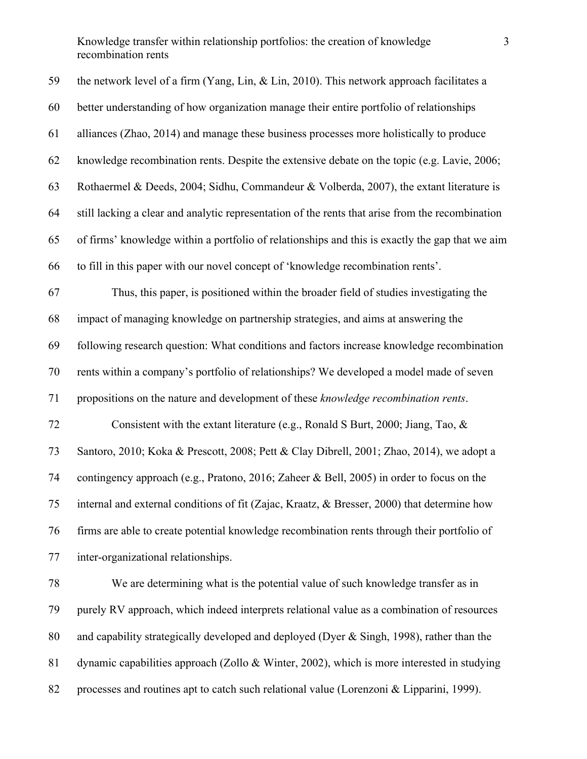the network level of a firm (Yang, Lin, & Lin, 2010). This network approach facilitates a better understanding of how organization manage their entire portfolio of relationships alliances (Zhao, 2014) and manage these business processes more holistically to produce knowledge recombination rents. Despite the extensive debate on the topic (e.g. Lavie, 2006; Rothaermel & Deeds, 2004; Sidhu, Commandeur & Volberda, 2007), the extant literature is still lacking a clear and analytic representation of the rents that arise from the recombination of firms' knowledge within a portfolio of relationships and this is exactly the gap that we aim to fill in this paper with our novel concept of 'knowledge recombination rents'.

Thus, this paper, is positioned within the broader field of studies investigating the impact of managing knowledge on partnership strategies, and aims at answering the following research question: What conditions and factors increase knowledge recombination rents within a company's portfolio of relationships? We developed a model made of seven propositions on the nature and development of these *knowledge recombination rents*.

Consistent with the extant literature (e.g., Ronald S Burt, 2000; Jiang, Tao, & Santoro, 2010; Koka & Prescott, 2008; Pett & Clay Dibrell, 2001; Zhao, 2014), we adopt a contingency approach (e.g., Pratono, 2016; Zaheer & Bell, 2005) in order to focus on the internal and external conditions of fit (Zajac, Kraatz, & Bresser, 2000) that determine how firms are able to create potential knowledge recombination rents through their portfolio of inter-organizational relationships.

We are determining what is the potential value of such knowledge transfer as in purely RV approach, which indeed interprets relational value as a combination of resources and capability strategically developed and deployed (Dyer & Singh, 1998), rather than the dynamic capabilities approach (Zollo & Winter, 2002), which is more interested in studying processes and routines apt to catch such relational value (Lorenzoni & Lipparini, 1999).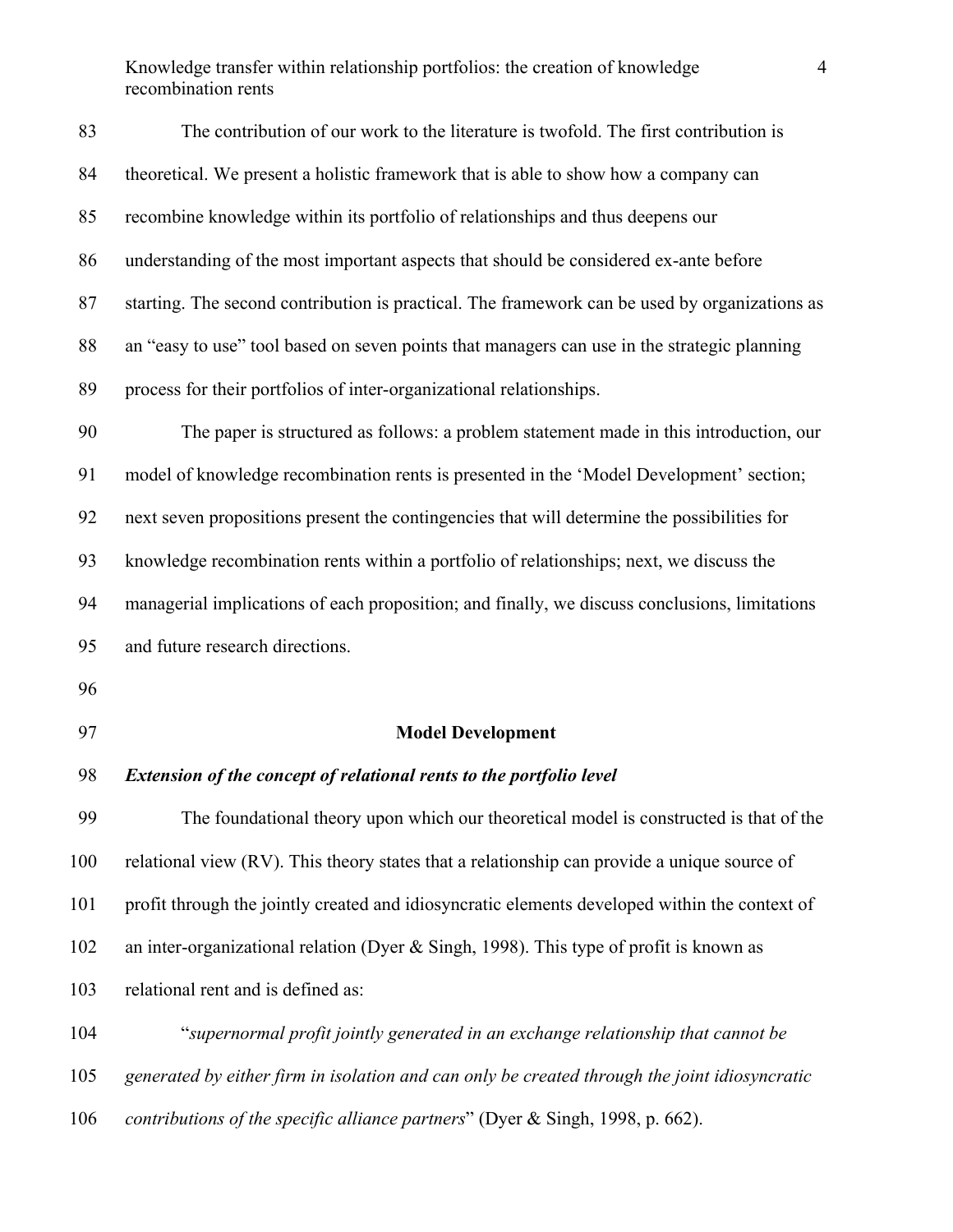The contribution of our work to the literature is twofold. The first contribution is theoretical. We present a holistic framework that is able to show how a company can recombine knowledge within its portfolio of relationships and thus deepens our understanding of the most important aspects that should be considered ex-ante before starting. The second contribution is practical. The framework can be used by organizations as an “easy to use” tool based on seven points that managers can use in the strategic planning process for their portfolios of inter-organizational relationships.

The paper is structured as follows: a problem statement made in this introduction, our model of knowledge recombination rents is presented in the ‘Model Development’ section; next seven propositions present the contingencies that will determine the possibilities for knowledge recombination rents within a portfolio of relationships; next, we discuss the managerial implications of each proposition; and finally, we discuss conclusions, limitations and future research directions.

## Model Development

### *Extension of the concept of relational rents to the portfolio level*

The foundational theory upon which our theoretical model is constructed is that of the relational view (RV). This theory states that a relationship can provide a unique source of profit through the jointly created and idiosyncratic elements developed within the context of an inter-organizational relation (Dyer & Singh, 1998). This type of profit is known as relational rent and is defined as:

“*supernormal profit jointly generated in an exchange relationship that cannot be generated by either firm in isolation and can only be created through the joint idiosyncratic contributions of the specific alliance partners*” (Dyer & Singh, 1998, p. 662).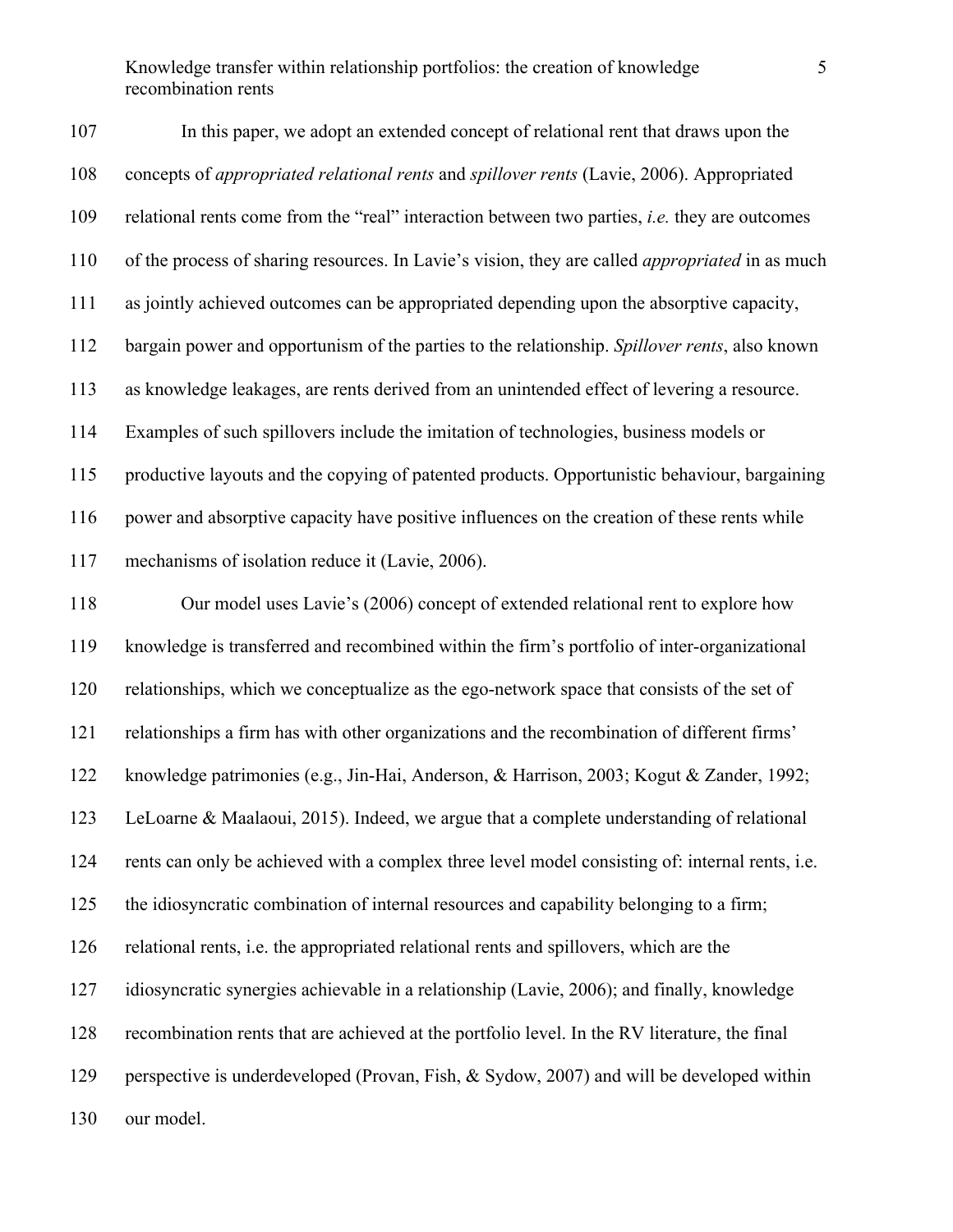In this paper, we adopt an extended concept of relational rent that draws upon the concepts of *appropriated relational rents* and *spillover rents* (Lavie, 2006). Appropriated relational rents come from the "real" interaction between two parties, *i.e.* they are outcomes of the process of sharing resources. In Lavie's vision, they are called *appropriated* in as much as jointly achieved outcomes can be appropriated depending upon the absorptive capacity, bargain power and opportunism of the parties to the relationship. *Spillover rents*, also known as knowledge leakages, are rents derived from an unintended effect of levering a resource. Examples of such spillovers include the imitation of technologies, business models or productive layouts and the copying of patented products. Opportunistic behaviour, bargaining power and absorptive capacity have positive influences on the creation of these rents while mechanisms of isolation reduce it (Lavie, 2006).

Our model uses Lavie's (2006) concept of extended relational rent to explore how knowledge is transferred and recombined within the firm's portfolio of inter-organizational relationships, which we conceptualize as the ego-network space that consists of the set of relationships a firm has with other organizations and the recombination of different firms' knowledge patrimonies (e.g., Jin-Hai, Anderson, & Harrison, 2003; Kogut & Zander, 1992; LeLoarne & Maalaoui, 2015). Indeed, we argue that a complete understanding of relational rents can only be achieved with a complex three level model consisting of: internal rents, i.e. the idiosyncratic combination of internal resources and capability belonging to a firm; relational rents, i.e. the appropriated relational rents and spillovers, which are the idiosyncratic synergies achievable in a relationship (Lavie, 2006); and finally, knowledge recombination rents that are achieved at the portfolio level. In the RV literature, the final perspective is underdeveloped (Provan, Fish, & Sydow, 2007) and will be developed within our model.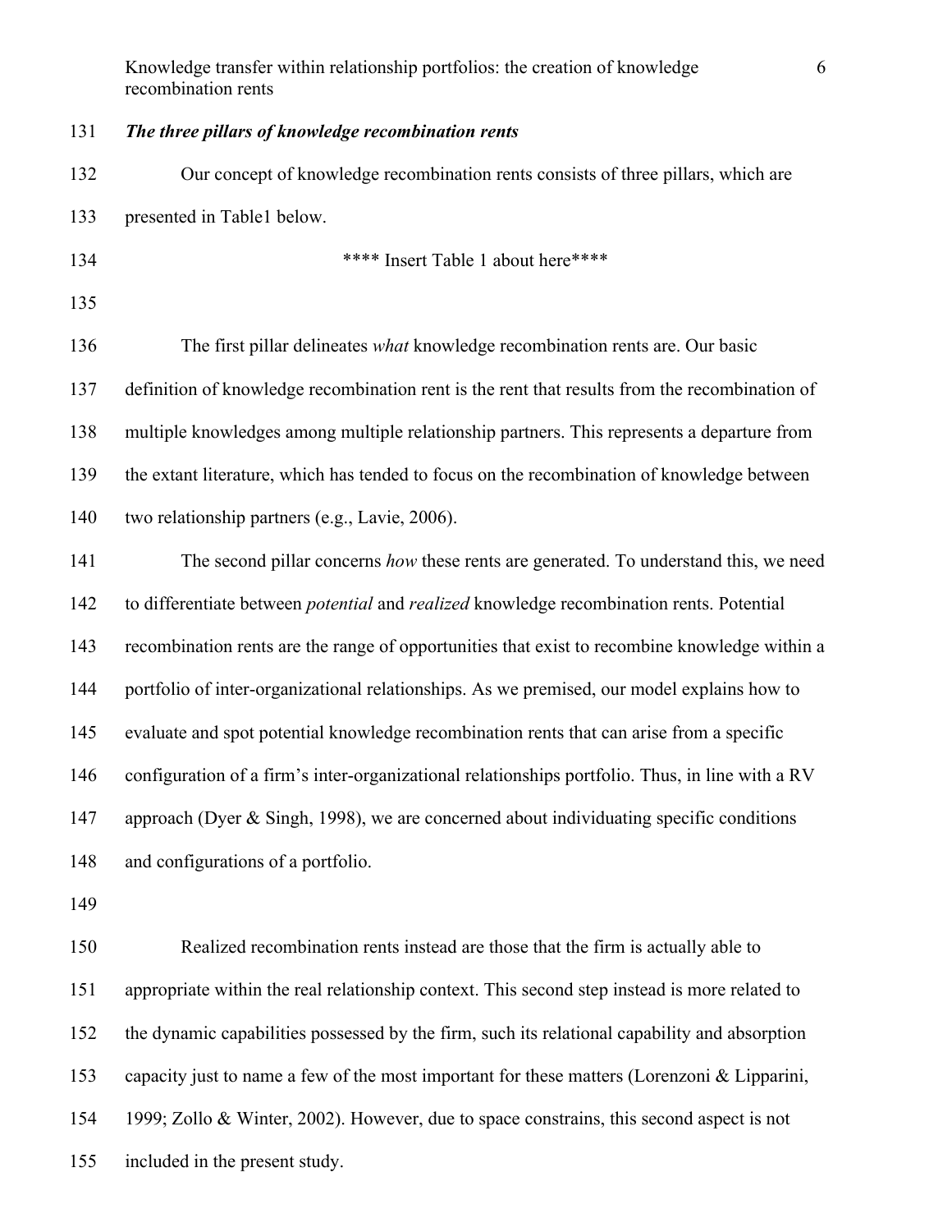### *The three pillars of knowledge recombination rents*

Our concept of knowledge recombination rents consists of three pillars, which are presented in Table1 below.

**** Insert Table 1 about here****

The first pillar delineates *what* knowledge recombination rents are. Our basic definition of knowledge recombination rent is the rent that results from the recombination of multiple knowledges among multiple relationship partners. This represents a departure from the extant literature, which has tended to focus on the recombination of knowledge between two relationship partners (e.g., Lavie, 2006).

The second pillar concerns *how* these rents are generated. To understand this, we need to differentiate between *potential* and *realized* knowledge recombination rents. Potential recombination rents are the range of opportunities that exist to recombine knowledge within a portfolio of inter-organizational relationships. As we premised, our model explains how to evaluate and spot potential knowledge recombination rents that can arise from a specific configuration of a firm's inter-organizational relationships portfolio. Thus, in line with a RV approach (Dyer & Singh, 1998), we are concerned about individuating specific conditions and configurations of a portfolio.

Realized recombination rents instead are those that the firm is actually able to appropriate within the real relationship context. This second step instead is more related to the dynamic capabilities possessed by the firm, such its relational capability and absorption capacity just to name a few of the most important for these matters (Lorenzoni & Lipparini, 1999; Zollo & Winter, 2002). However, due to space constrains, this second aspect is not included in the present study.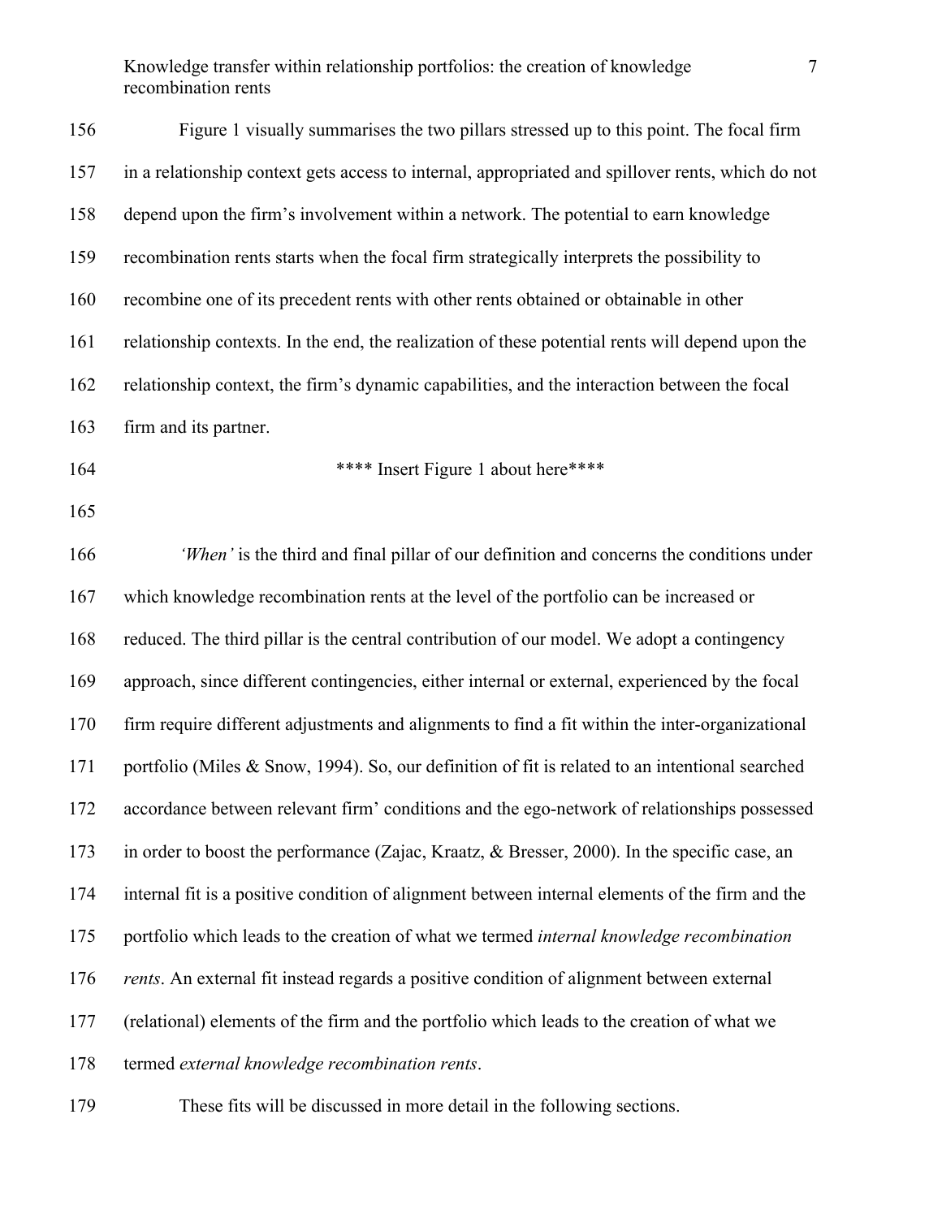Figure 1 visually summarises the two pillars stressed up to this point. The focal firm in a relationship context gets access to internal, appropriated and spillover rents, which do not depend upon the firm's involvement within a network. The potential to earn knowledge recombination rents starts when the focal firm strategically interprets the possibility to recombine one of its precedent rents with other rents obtained or obtainable in other relationship contexts. In the end, the realization of these potential rents will depend upon the relationship context, the firm's dynamic capabilities, and the interaction between the focal firm and its partner.

**** Insert Figure 1 about here****

*'When'* is the third and final pillar of our definition and concerns the conditions under which knowledge recombination rents at the level of the portfolio can be increased or reduced. The third pillar is the central contribution of our model. We adopt a contingency approach, since different contingencies, either internal or external, experienced by the focal firm require different adjustments and alignments to find a fit within the inter-organizational portfolio (Miles & Snow, 1994). So, our definition of fit is related to an intentional searched accordance between relevant firm' conditions and the ego-network of relationships possessed in order to boost the performance (Zajac, Kraatz, & Bresser, 2000). In the specific case, an internal fit is a positive condition of alignment between internal elements of the firm and the portfolio which leads to the creation of what we termed *internal knowledge recombination rents*. An external fit instead regards a positive condition of alignment between external (relational) elements of the firm and the portfolio which leads to the creation of what we termed *external knowledge recombination rents*.

These fits will be discussed in more detail in the following sections.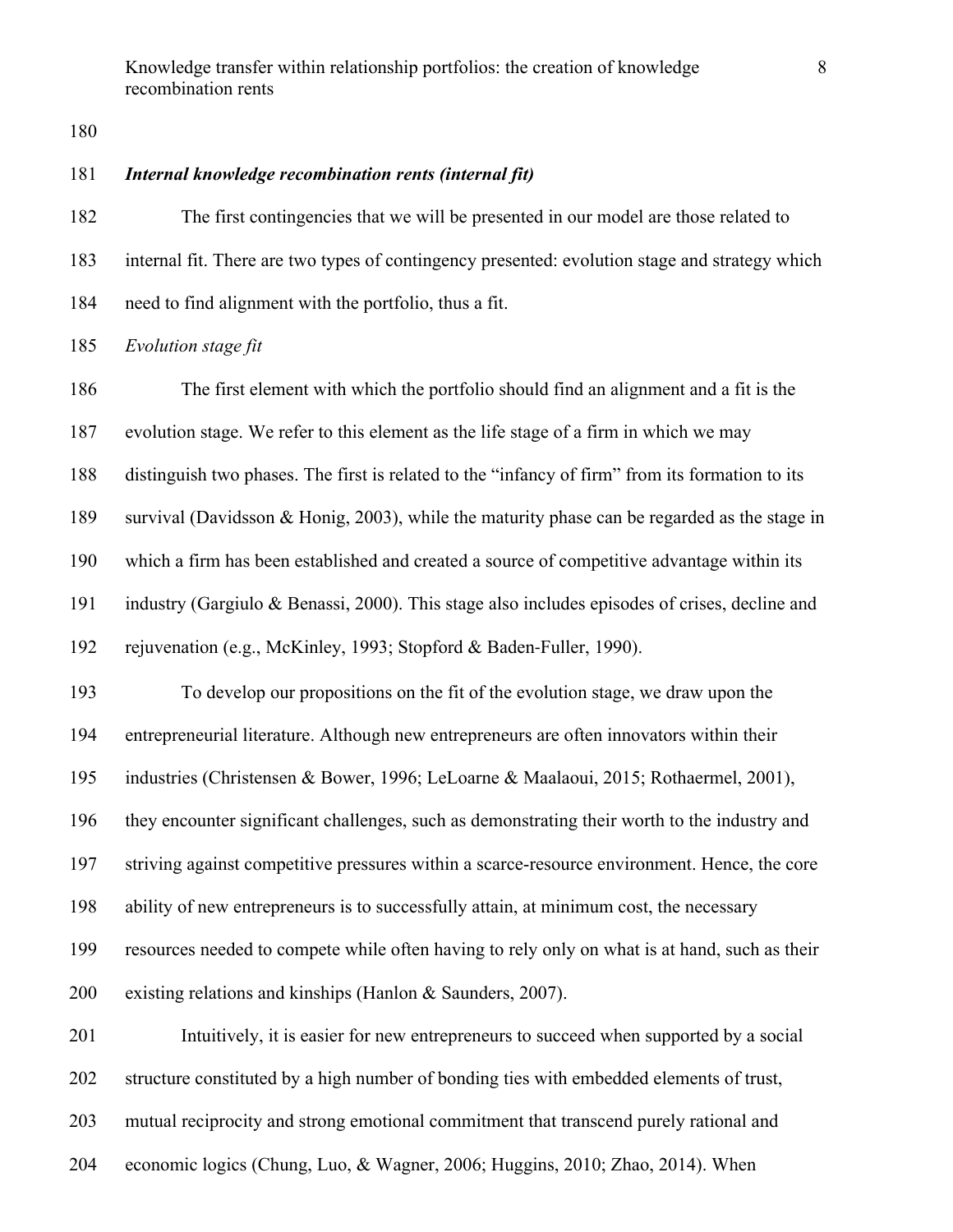### *Internal knowledge recombination rents (internal fit)*

The first contingencies that we will be presented in our model are those related to internal fit. There are two types of contingency presented: evolution stage and strategy which need to find alignment with the portfolio, thus a fit.

*Evolution stage fit*

The first element with which the portfolio should find an alignment and a fit is the evolution stage. We refer to this element as the life stage of a firm in which we may distinguish two phases. The first is related to the "infancy of firm" from its formation to its survival (Davidsson & Honig, 2003), while the maturity phase can be regarded as the stage in which a firm has been established and created a source of competitive advantage within its industry (Gargiulo & Benassi, 2000). This stage also includes episodes of crises, decline and rejuvenation (e.g., McKinley, 1993; Stopford & Baden-Fuller, 1990).

To develop our propositions on the fit of the evolution stage, we draw upon the entrepreneurial literature. Although new entrepreneurs are often innovators within their industries (Christensen & Bower, 1996; LeLoarne & Maalaoui, 2015; Rothaermel, 2001), they encounter significant challenges, such as demonstrating their worth to the industry and striving against competitive pressures within a scarce-resource environment. Hence, the core ability of new entrepreneurs is to successfully attain, at minimum cost, the necessary resources needed to compete while often having to rely only on what is at hand, such as their existing relations and kinships (Hanlon & Saunders, 2007).

Intuitively, it is easier for new entrepreneurs to succeed when supported by a social structure constituted by a high number of bonding ties with embedded elements of trust, mutual reciprocity and strong emotional commitment that transcend purely rational and economic logics (Chung, Luo, & Wagner, 2006; Huggins, 2010; Zhao, 2014). When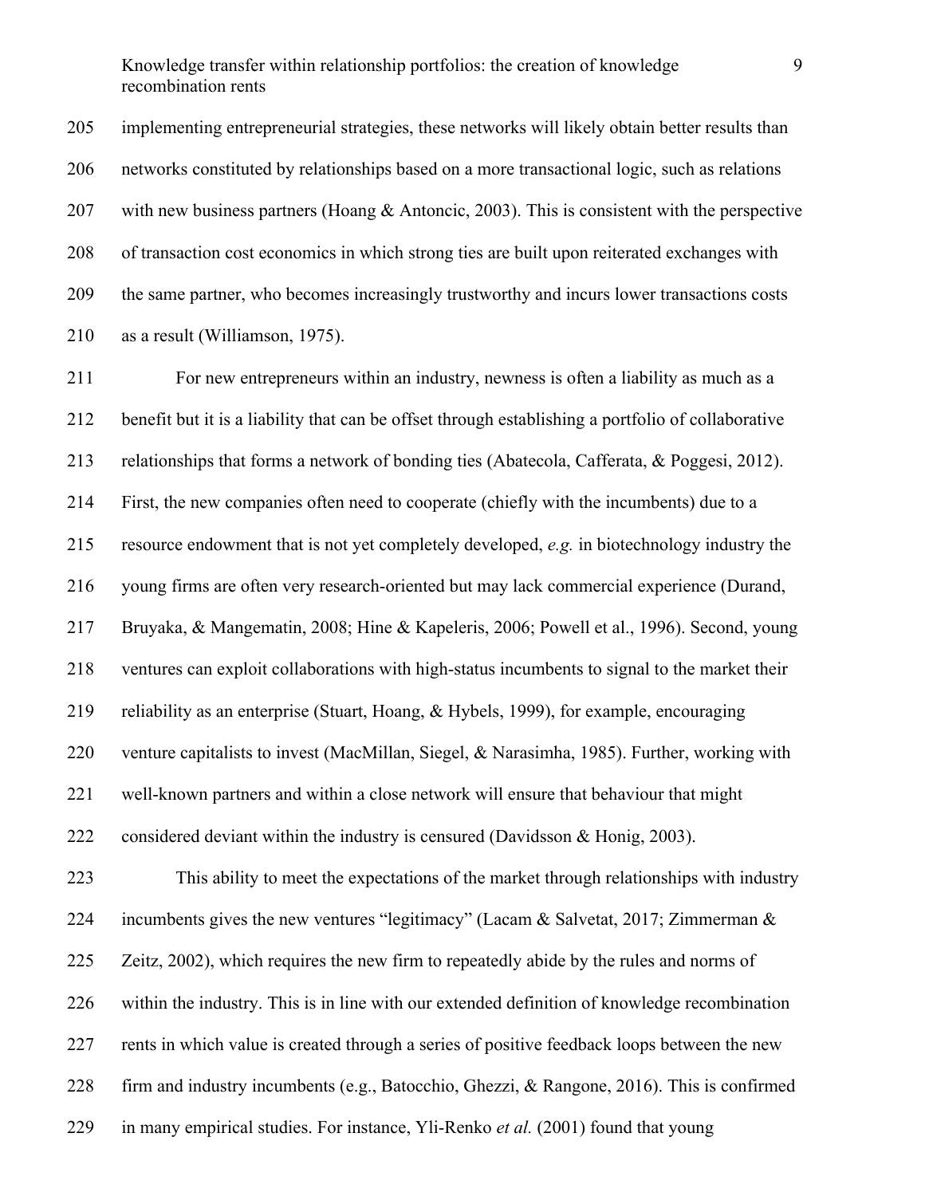implementing entrepreneurial strategies, these networks will likely obtain better results than networks constituted by relationships based on a more transactional logic, such as relations with new business partners (Hoang & Antoncic, 2003). This is consistent with the perspective of transaction cost economics in which strong ties are built upon reiterated exchanges with the same partner, who becomes increasingly trustworthy and incurs lower transactions costs as a result (Williamson, 1975).

For new entrepreneurs within an industry, newness is often a liability as much as a benefit but it is a liability that can be offset through establishing a portfolio of collaborative relationships that forms a network of bonding ties (Abatecola, Cafferata, & Poggesi, 2012). First, the new companies often need to cooperate (chiefly with the incumbents) due to a resource endowment that is not yet completely developed, *e.g.* in biotechnology industry the young firms are often very research-oriented but may lack commercial experience (Durand, Bruyaka, & Mangematin, 2008; Hine & Kapeleris, 2006; Powell et al., 1996). Second, young ventures can exploit collaborations with high-status incumbents to signal to the market their reliability as an enterprise (Stuart, Hoang, & Hybels, 1999), for example, encouraging venture capitalists to invest (MacMillan, Siegel, & Narasimha, 1985). Further, working with well-known partners and within a close network will ensure that behaviour that might considered deviant within the industry is censured (Davidsson & Honig, 2003).

This ability to meet the expectations of the market through relationships with industry incumbents gives the new ventures "legitimacy" (Lacam & Salvetat, 2017; Zimmerman & Zeitz, 2002), which requires the new firm to repeatedly abide by the rules and norms of within the industry. This is in line with our extended definition of knowledge recombination rents in which value is created through a series of positive feedback loops between the new firm and industry incumbents (e.g., Batocchio, Ghezzi, & Rangone, 2016). This is confirmed in many empirical studies. For instance, Yli-Renko *et al.* (2001) found that young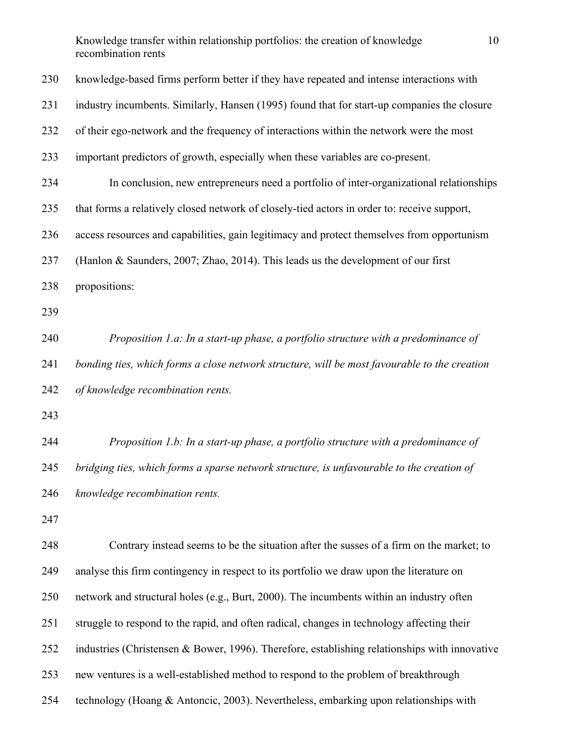knowledge-based firms perform better if they have repeated and intense interactions with industry incumbents. Similarly, Hansen (1995) found that for start-up companies the closure of their ego-network and the frequency of interactions within the network were the most important predictors of growth, especially when these variables are co-present.

In conclusion, new entrepreneurs need a portfolio of inter-organizational relationships that forms a relatively closed network of closely-tied actors in order to: receive support, access resources and capabilities, gain legitimacy and protect themselves from opportunism (Hanlon & Saunders, 2007; Zhao, 2014). This leads us the development of our first propositions:

*Proposition 1.a: In a start-up phase, a portfolio structure with a predominance of bonding ties, which forms a close network structure, will be most favourable to the creation of knowledge recombination rents.*

*Proposition 1.b: In a start-up phase, a portfolio structure with a predominance of bridging ties, which forms a sparse network structure, is unfavourable to the creation of knowledge recombination rents.*

Contrary instead seems to be the situation after the susses of a firm on the market; to analyse this firm contingency in respect to its portfolio we draw upon the literature on network and structural holes (e.g., Burt, 2000). The incumbents within an industry often struggle to respond to the rapid, and often radical, changes in technology affecting their industries (Christensen & Bower, 1996). Therefore, establishing relationships with innovative new ventures is a well-established method to respond to the problem of breakthrough technology (Hoang & Antoncic, 2003). Nevertheless, embarking upon relationships with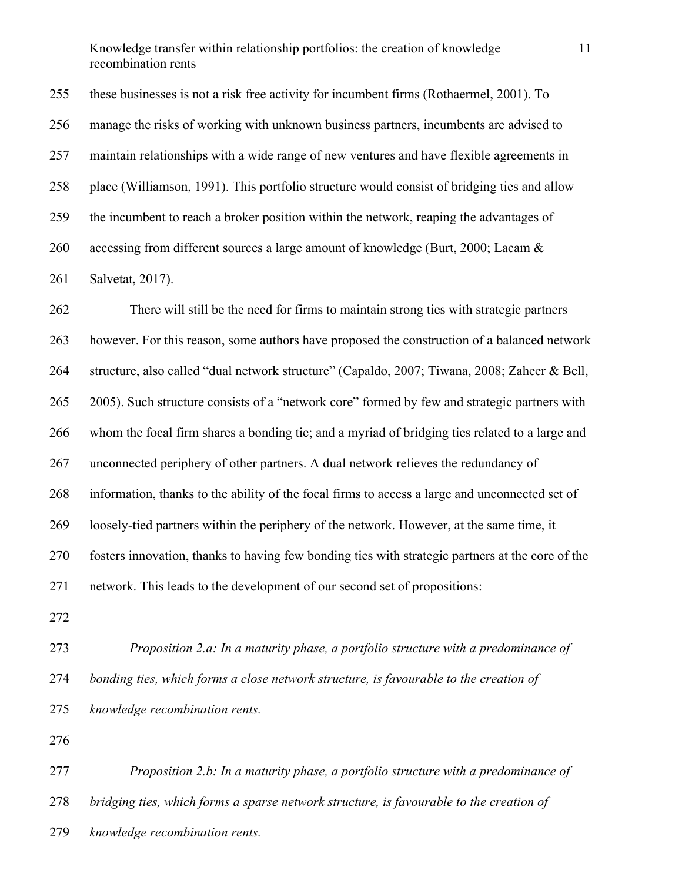these businesses is not a risk free activity for incumbent firms (Rothaermel, 2001). To manage the risks of working with unknown business partners, incumbents are advised to maintain relationships with a wide range of new ventures and have flexible agreements in place (Williamson, 1991). This portfolio structure would consist of bridging ties and allow the incumbent to reach a broker position within the network, reaping the advantages of accessing from different sources a large amount of knowledge (Burt, 2000; Lacam & Salvetat, 2017).

There will still be the need for firms to maintain strong ties with strategic partners however. For this reason, some authors have proposed the construction of a balanced network structure, also called "dual network structure" (Capaldo, 2007; Tiwana, 2008; Zaheer & Bell, 2005). Such structure consists of a "network core" formed by few and strategic partners with whom the focal firm shares a bonding tie; and a myriad of bridging ties related to a large and unconnected periphery of other partners. A dual network relieves the redundancy of information, thanks to the ability of the focal firms to access a large and unconnected set of loosely-tied partners within the periphery of the network. However, at the same time, it fosters innovation, thanks to having few bonding ties with strategic partners at the core of the network. This leads to the development of our second set of propositions:

*Proposition 2.a: In a maturity phase, a portfolio structure with a predominance of bonding ties, which forms a close network structure, is favourable to the creation of knowledge recombination rents.*

*Proposition 2.b: In a maturity phase, a portfolio structure with a predominance of bridging ties, which forms a sparse network structure, is favourable to the creation of knowledge recombination rents.*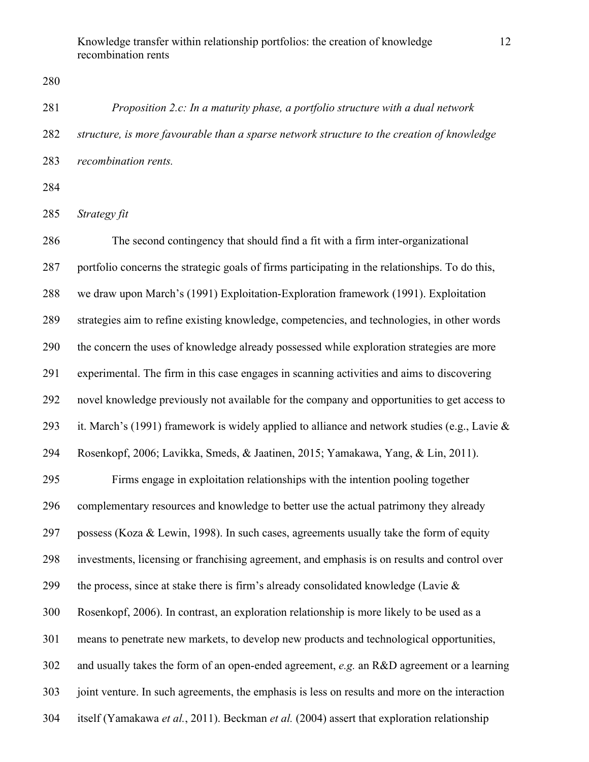*Proposition 2.c: In a maturity phase, a portfolio structure with a dual network structure, is more favourable than a sparse network structure to the creation of knowledge recombination rents.*

*Strategy fit*

The second contingency that should find a fit with a firm inter-organizational portfolio concerns the strategic goals of firms participating in the relationships. To do this, we draw upon March's (1991) Exploitation-Exploration framework (1991). Exploitation strategies aim to refine existing knowledge, competencies, and technologies, in other words the concern the uses of knowledge already possessed while exploration strategies are more experimental. The firm in this case engages in scanning activities and aims to discovering novel knowledge previously not available for the company and opportunities to get access to it. March's (1991) framework is widely applied to alliance and network studies (e.g., Lavie & Rosenkopf, 2006; Lavikka, Smeds, & Jaatinen, 2015; Yamakawa, Yang, & Lin, 2011).

Firms engage in exploitation relationships with the intention pooling together complementary resources and knowledge to better use the actual patrimony they already possess (Koza & Lewin, 1998). In such cases, agreements usually take the form of equity investments, licensing or franchising agreement, and emphasis is on results and control over the process, since at stake there is firm's already consolidated knowledge (Lavie & Rosenkopf, 2006). In contrast, an exploration relationship is more likely to be used as a means to penetrate new markets, to develop new products and technological opportunities, and usually takes the form of an open-ended agreement, *e.g.* an R&D agreement or a learning joint venture. In such agreements, the emphasis is less on results and more on the interaction itself (Yamakawa *et al.*, 2011). Beckman *et al.* (2004) assert that exploration relationship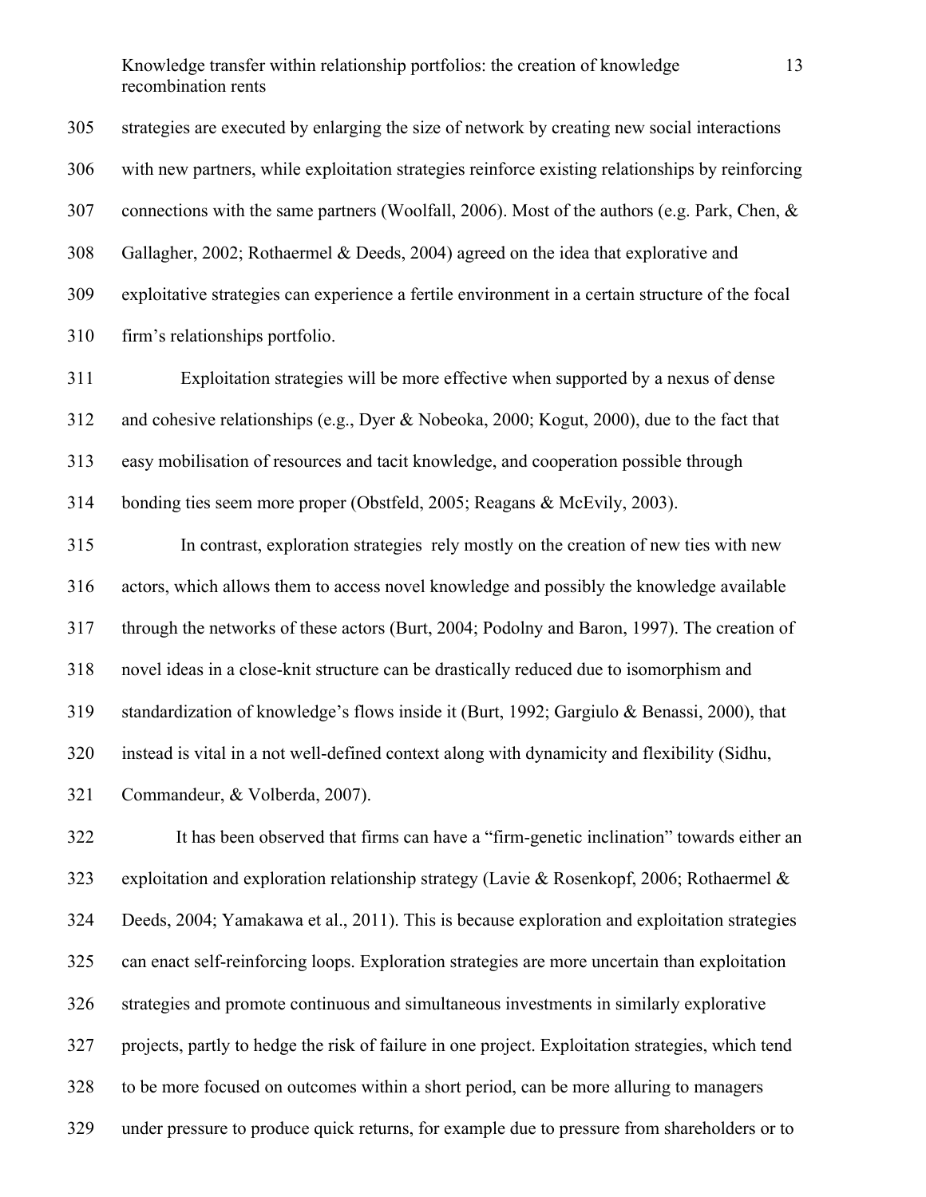strategies are executed by enlarging the size of network by creating new social interactions with new partners, while exploitation strategies reinforce existing relationships by reinforcing connections with the same partners (Woolfall, 2006). Most of the authors (e.g. Park, Chen, & Gallagher, 2002; Rothaermel & Deeds, 2004) agreed on the idea that explorative and exploitative strategies can experience a fertile environment in a certain structure of the focal firm's relationships portfolio.

Exploitation strategies will be more effective when supported by a nexus of dense and cohesive relationships (e.g., Dyer & Nobeoka, 2000; Kogut, 2000), due to the fact that easy mobilisation of resources and tacit knowledge, and cooperation possible through bonding ties seem more proper (Obstfeld, 2005; Reagans & McEvily, 2003).

In contrast, exploration strategies rely mostly on the creation of new ties with new actors, which allows them to access novel knowledge and possibly the knowledge available through the networks of these actors (Burt, 2004; Podolny and Baron, 1997). The creation of novel ideas in a close-knit structure can be drastically reduced due to isomorphism and standardization of knowledge's flows inside it (Burt, 1992; Gargiulo & Benassi, 2000), that instead is vital in a not well-defined context along with dynamicity and flexibility (Sidhu, Commandeur, & Volberda, 2007).

It has been observed that firms can have a "firm-genetic inclination" towards either an exploitation and exploration relationship strategy (Lavie & Rosenkopf, 2006; Rothaermel & Deeds, 2004; Yamakawa et al., 2011). This is because exploration and exploitation strategies can enact self-reinforcing loops. Exploration strategies are more uncertain than exploitation strategies and promote continuous and simultaneous investments in similarly explorative projects, partly to hedge the risk of failure in one project. Exploitation strategies, which tend to be more focused on outcomes within a short period, can be more alluring to managers under pressure to produce quick returns, for example due to pressure from shareholders or to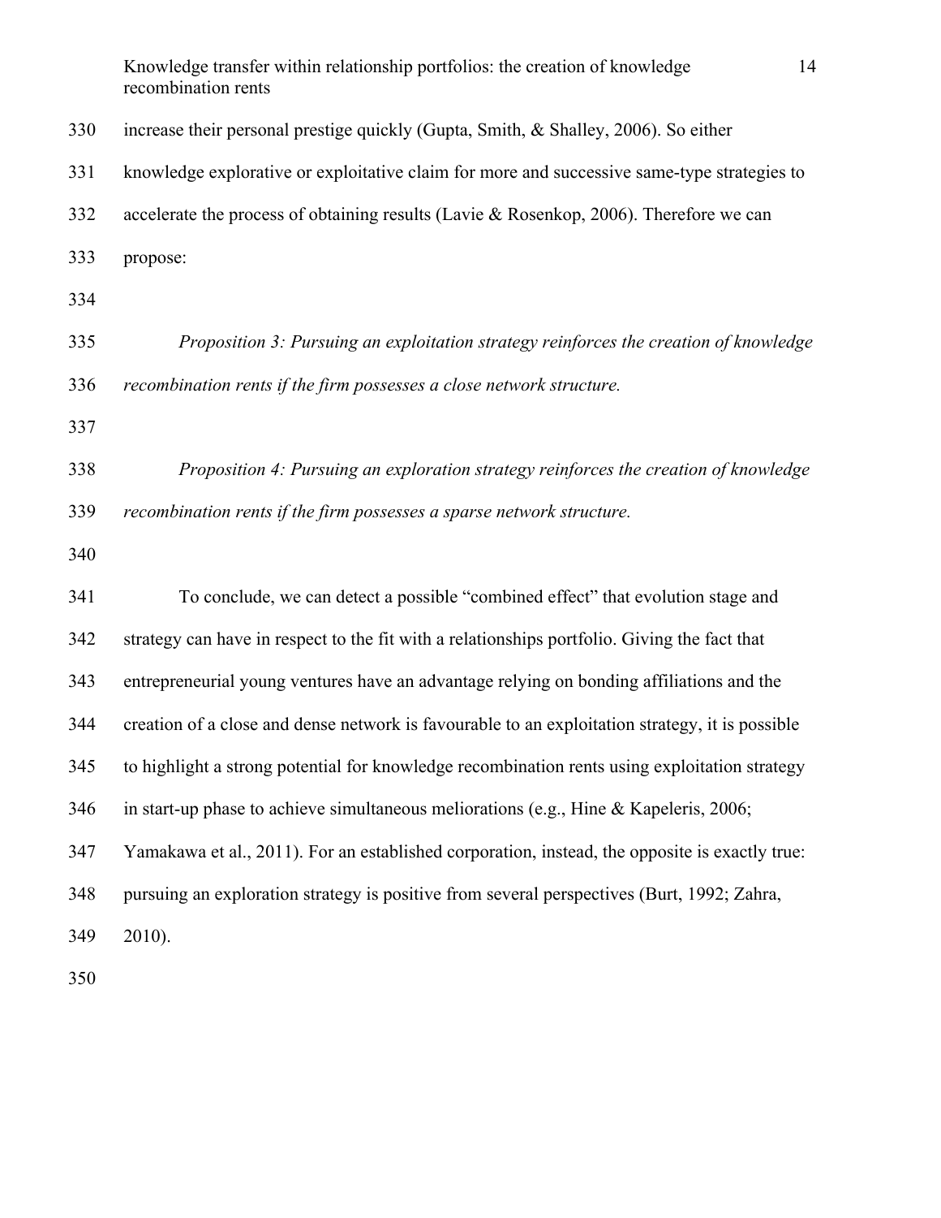increase their personal prestige quickly (Gupta, Smith, & Shalley, 2006). So either knowledge explorative or exploitative claim for more and successive same-type strategies to accelerate the process of obtaining results (Lavie & Rosenkop, 2006). Therefore we can propose:

*Proposition 3: Pursuing an exploitation strategy reinforces the creation of knowledge recombination rents if the firm possesses a close network structure.*

*Proposition 4: Pursuing an exploration strategy reinforces the creation of knowledge recombination rents if the firm possesses a sparse network structure.*

To conclude, we can detect a possible "combined effect" that evolution stage and strategy can have in respect to the fit with a relationships portfolio. Giving the fact that entrepreneurial young ventures have an advantage relying on bonding affiliations and the creation of a close and dense network is favourable to an exploitation strategy, it is possible to highlight a strong potential for knowledge recombination rents using exploitation strategy in start-up phase to achieve simultaneous meliorations (e.g., Hine & Kapeleris, 2006; Yamakawa et al., 2011). For an established corporation, instead, the opposite is exactly true: pursuing an exploration strategy is positive from several perspectives (Burt, 1992; Zahra, 2010).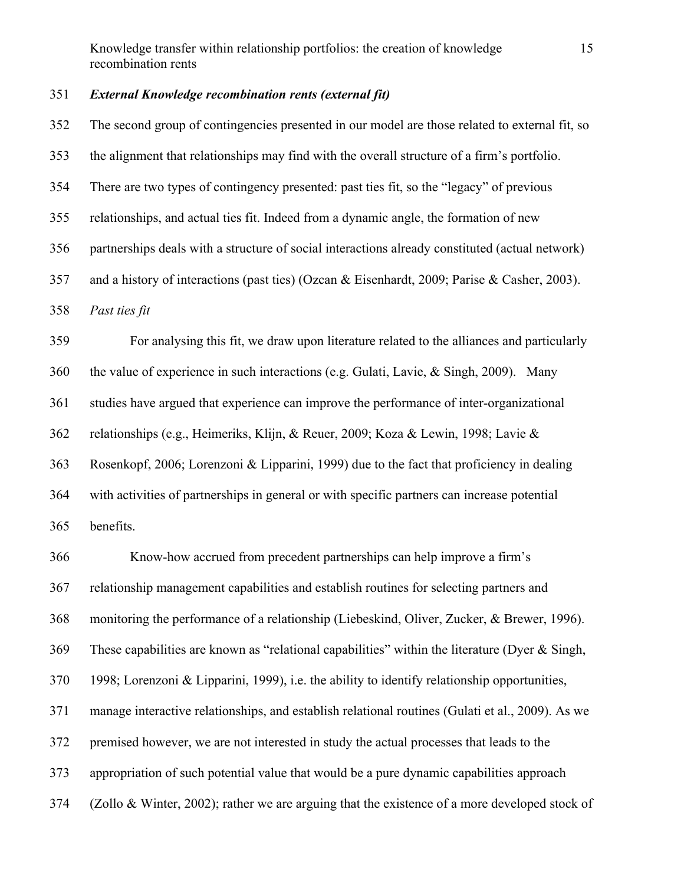### *External Knowledge recombination rents (external fit)*

The second group of contingencies presented in our model are those related to external fit, so the alignment that relationships may find with the overall structure of a firm's portfolio. There are two types of contingency presented: past ties fit, so the "legacy" of previous relationships, and actual ties fit. Indeed from a dynamic angle, the formation of new partnerships deals with a structure of social interactions already constituted (actual network) and a history of interactions (past ties) (Ozcan & Eisenhardt, 2009; Parise & Casher, 2003).

*Past ties fit*

For analysing this fit, we draw upon literature related to the alliances and particularly the value of experience in such interactions (e.g. Gulati, Lavie, & Singh, 2009). Many studies have argued that experience can improve the performance of inter-organizational relationships (e.g., Heimeriks, Klijn, & Reuer, 2009; Koza & Lewin, 1998; Lavie & Rosenkopf, 2006; Lorenzoni & Lipparini, 1999) due to the fact that proficiency in dealing with activities of partnerships in general or with specific partners can increase potential benefits.

Know-how accrued from precedent partnerships can help improve a firm's relationship management capabilities and establish routines for selecting partners and monitoring the performance of a relationship (Liebeskind, Oliver, Zucker, & Brewer, 1996). These capabilities are known as "relational capabilities" within the literature (Dyer & Singh, 1998; Lorenzoni & Lipparini, 1999), i.e. the ability to identify relationship opportunities, manage interactive relationships, and establish relational routines (Gulati et al., 2009). As we premised however, we are not interested in study the actual processes that leads to the appropriation of such potential value that would be a pure dynamic capabilities approach (Zollo & Winter, 2002); rather we are arguing that the existence of a more developed stock of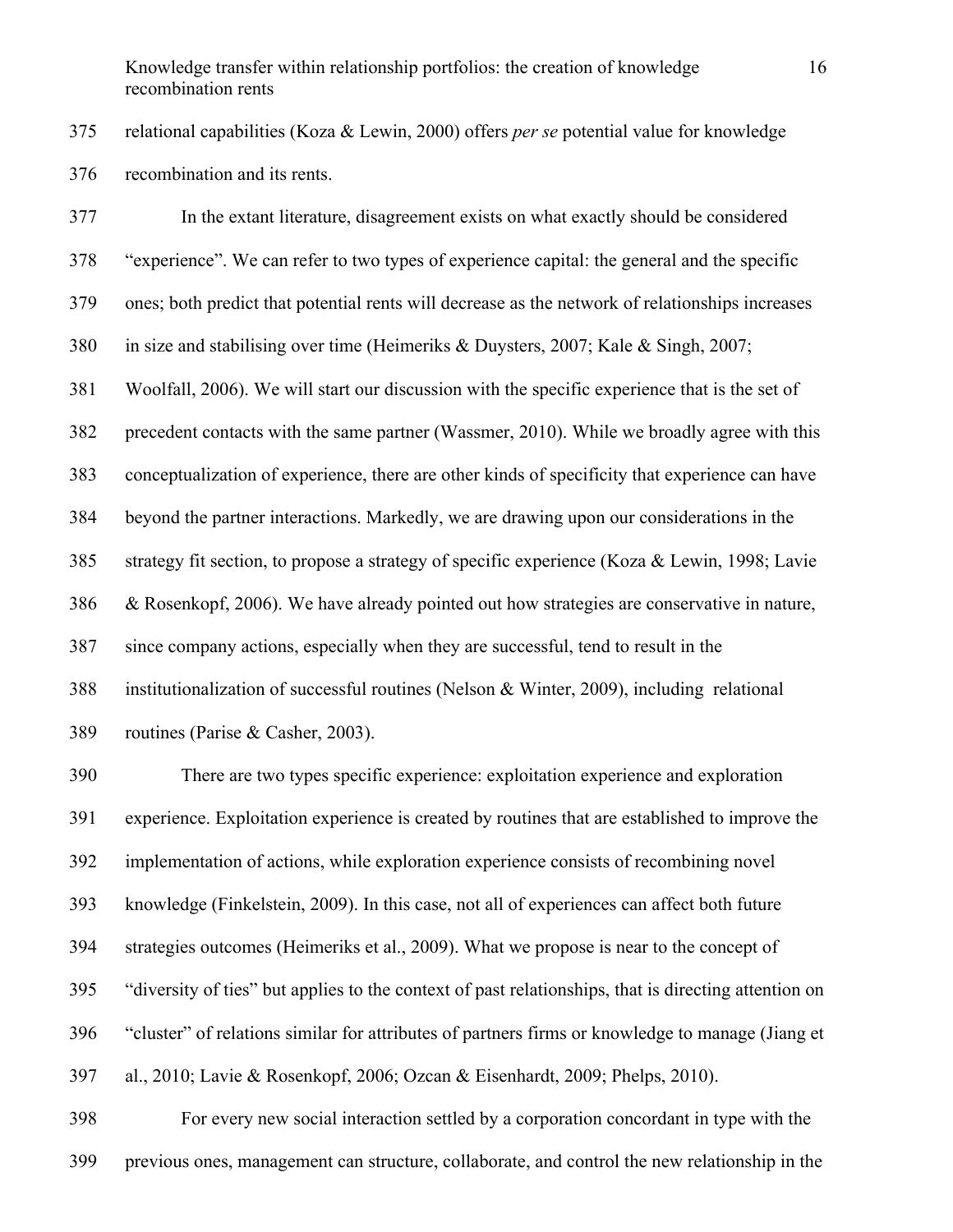relational capabilities (Koza & Lewin, 2000) offers *per se* potential value for knowledge recombination and its rents.

In the extant literature, disagreement exists on what exactly should be considered "experience". We can refer to two types of experience capital: the general and the specific ones; both predict that potential rents will decrease as the network of relationships increases in size and stabilising over time (Heimeriks & Duysters, 2007; Kale & Singh, 2007; Woolfall, 2006). We will start our discussion with the specific experience that is the set of precedent contacts with the same partner (Wassmer, 2010). While we broadly agree with this conceptualization of experience, there are other kinds of specificity that experience can have beyond the partner interactions. Markedly, we are drawing upon our considerations in the strategy fit section, to propose a strategy of specific experience (Koza & Lewin, 1998; Lavie & Rosenkopf, 2006). We have already pointed out how strategies are conservative in nature, since company actions, especially when they are successful, tend to result in the institutionalization of successful routines (Nelson & Winter, 2009), including relational routines (Parise & Casher, 2003).

There are two types specific experience: exploitation experience and exploration experience. Exploitation experience is created by routines that are established to improve the implementation of actions, while exploration experience consists of recombining novel knowledge (Finkelstein, 2009). In this case, not all of experiences can affect both future strategies outcomes (Heimeriks et al., 2009). What we propose is near to the concept of "diversity of ties" but applies to the context of past relationships, that is directing attention on "cluster" of relations similar for attributes of partners firms or knowledge to manage (Jiang et al., 2010; Lavie & Rosenkopf, 2006; Ozcan & Eisenhardt, 2009; Phelps, 2010).

For every new social interaction settled by a corporation concordant in type with the previous ones, management can structure, collaborate, and control the new relationship in the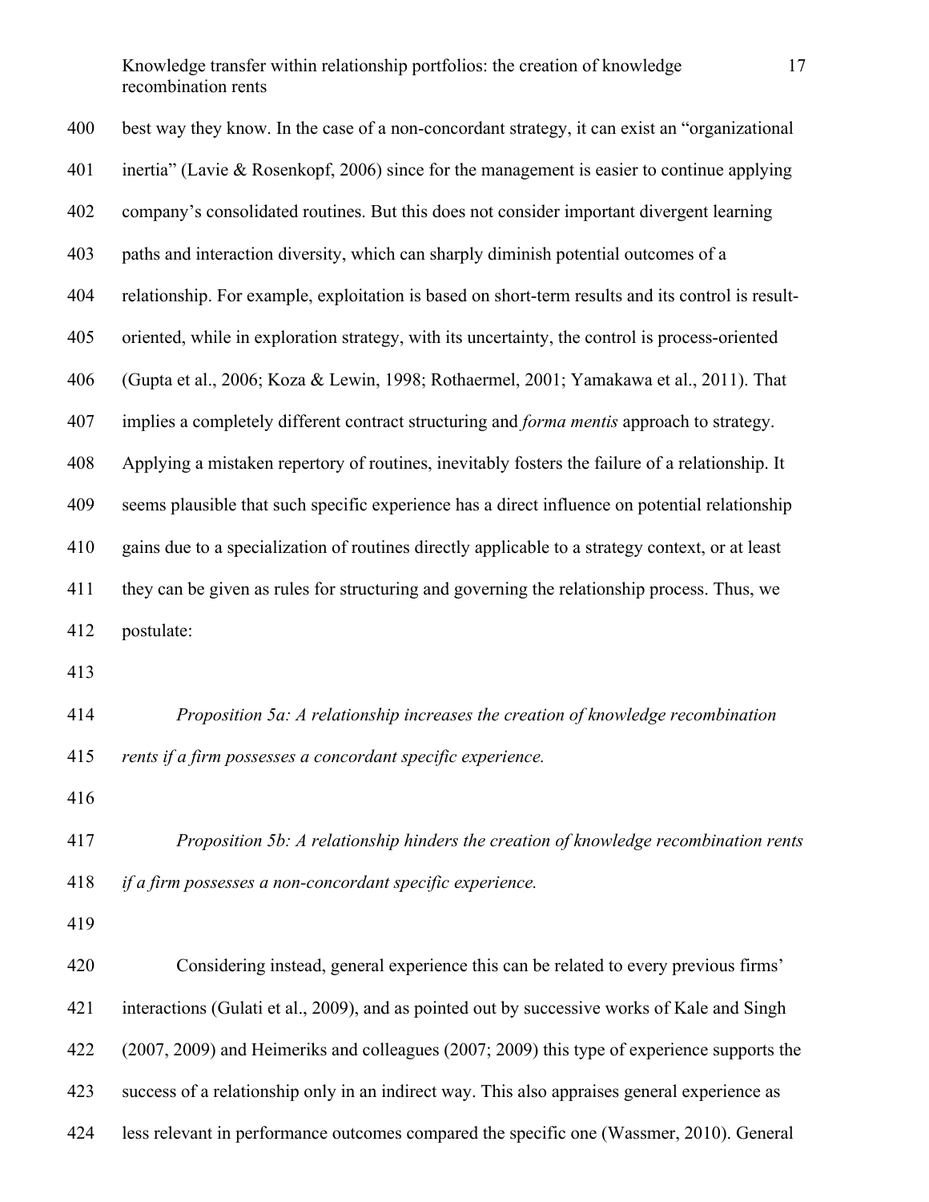best way they know. In the case of a non-concordant strategy, it can exist an "organizational inertia" (Lavie & Rosenkopf, 2006) since for the management is easier to continue applying company's consolidated routines. But this does not consider important divergent learning paths and interaction diversity, which can sharply diminish potential outcomes of a relationship. For example, exploitation is based on short-term results and its control is result-oriented, while in exploration strategy, with its uncertainty, the control is process-oriented (Gupta et al., 2006; Koza & Lewin, 1998; Rothaermel, 2001; Yamakawa et al., 2011). That implies a completely different contract structuring and *forma mentis* approach to strategy. Applying a mistaken repertory of routines, inevitably fosters the failure of a relationship. It seems plausible that such specific experience has a direct influence on potential relationship gains due to a specialization of routines directly applicable to a strategy context, or at least they can be given as rules for structuring and governing the relationship process. Thus, we postulate:

*Proposition 5a: A relationship increases the creation of knowledge recombination rents if a firm possesses a concordant specific experience.*

*Proposition 5b: A relationship hinders the creation of knowledge recombination rents if a firm possesses a non-concordant specific experience.*

Considering instead, general experience this can be related to every previous firms' interactions (Gulati et al., 2009), and as pointed out by successive works of Kale and Singh (2007, 2009) and Heimeriks and colleagues (2007; 2009) this type of experience supports the success of a relationship only in an indirect way. This also appraises general experience as less relevant in performance outcomes compared the specific one (Wassmer, 2010). General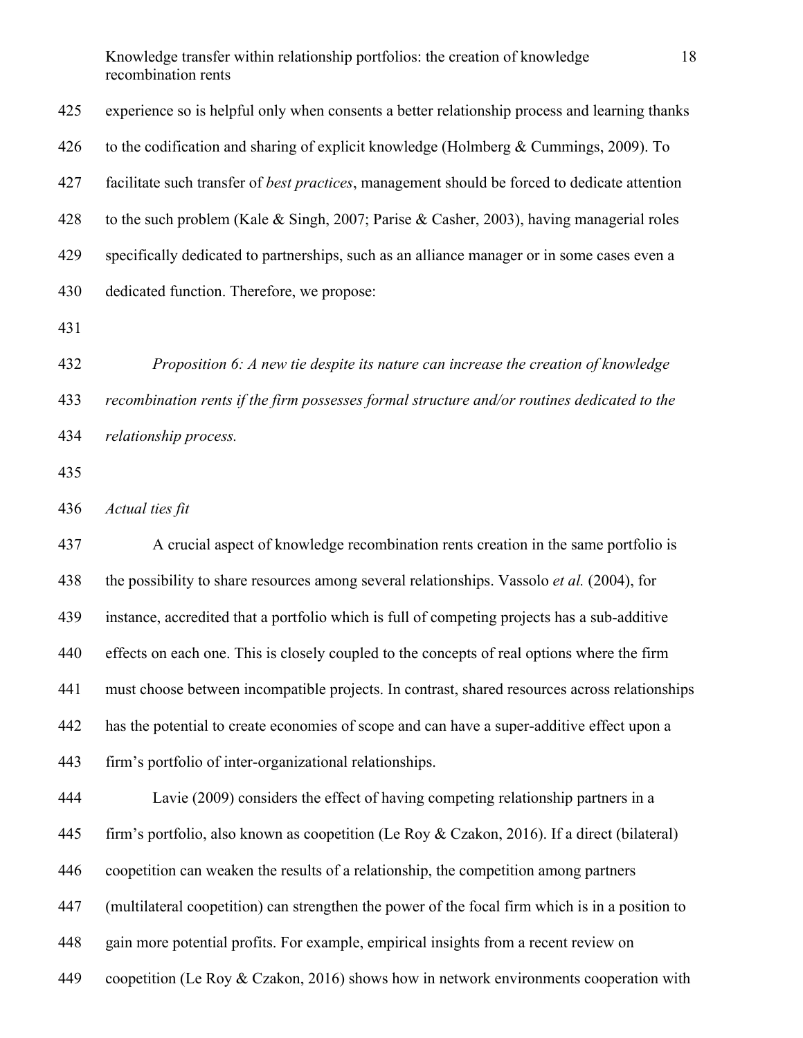experience so is helpful only when consents a better relationship process and learning thanks to the codification and sharing of explicit knowledge (Holmberg & Cummings, 2009). To facilitate such transfer of *best practices*, management should be forced to dedicate attention to the such problem (Kale & Singh, 2007; Parise & Casher, 2003), having managerial roles specifically dedicated to partnerships, such as an alliance manager or in some cases even a dedicated function. Therefore, we propose:

*Proposition 6: A new tie despite its nature can increase the creation of knowledge recombination rents if the firm possesses formal structure and/or routines dedicated to the relationship process.*

*Actual ties fit*

A crucial aspect of knowledge recombination rents creation in the same portfolio is the possibility to share resources among several relationships. Vassolo *et al.* (2004), for instance, accredited that a portfolio which is full of competing projects has a sub-additive effects on each one. This is closely coupled to the concepts of real options where the firm must choose between incompatible projects. In contrast, shared resources across relationships has the potential to create economies of scope and can have a super-additive effect upon a firm's portfolio of inter-organizational relationships.

Lavie (2009) considers the effect of having competing relationship partners in a firm's portfolio, also known as coopetition (Le Roy & Czakon, 2016). If a direct (bilateral) coopetition can weaken the results of a relationship, the competition among partners (multilateral coopetition) can strengthen the power of the focal firm which is in a position to gain more potential profits. For example, empirical insights from a recent review on coopetition (Le Roy & Czakon, 2016) shows how in network environments cooperation with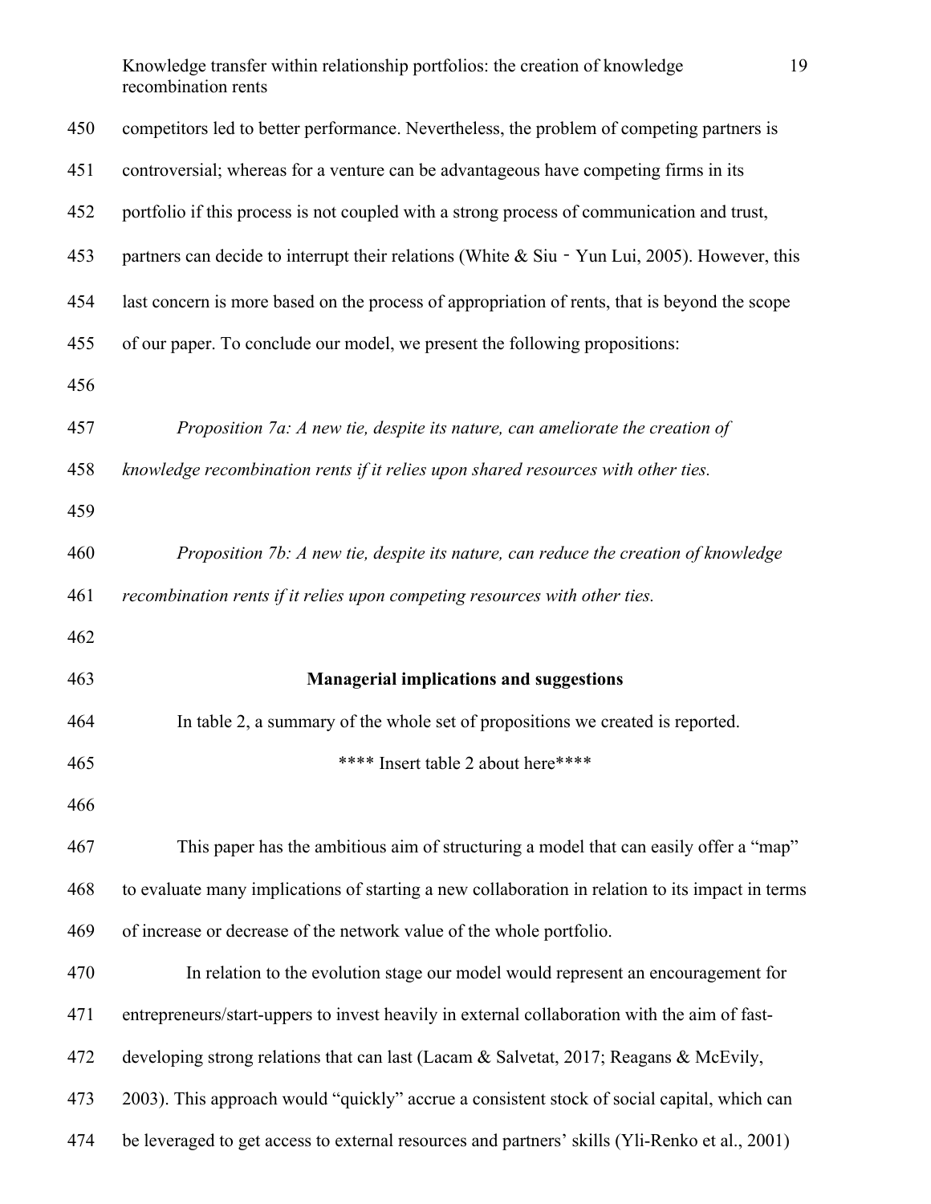competitors led to better performance. Nevertheless, the problem of competing partners is controversial; whereas for a venture can be advantageous have competing firms in its portfolio if this process is not coupled with a strong process of communication and trust, partners can decide to interrupt their relations (White & Siu ‐ Yun Lui, 2005). However, this last concern is more based on the process of appropriation of rents, that is beyond the scope of our paper. To conclude our model, we present the following propositions:

*Proposition 7a: A new tie, despite its nature, can ameliorate the creation of knowledge recombination rents if it relies upon shared resources with other ties.*

*Proposition 7b: A new tie, despite its nature, can reduce the creation of knowledge recombination rents if it relies upon competing resources with other ties.*

## Managerial implications and suggestions

In table 2, a summary of the whole set of propositions we created is reported.

**** Insert table 2 about here****

This paper has the ambitious aim of structuring a model that can easily offer a "map" to evaluate many implications of starting a new collaboration in relation to its impact in terms of increase or decrease of the network value of the whole portfolio.

In relation to the evolution stage our model would represent an encouragement for entrepreneurs/start-uppers to invest heavily in external collaboration with the aim of fast-developing strong relations that can last (Lacam & Salvetat, 2017; Reagans & McEvily, 2003). This approach would "quickly" accrue a consistent stock of social capital, which can be leveraged to get access to external resources and partners' skills (Yli-Renko et al., 2001)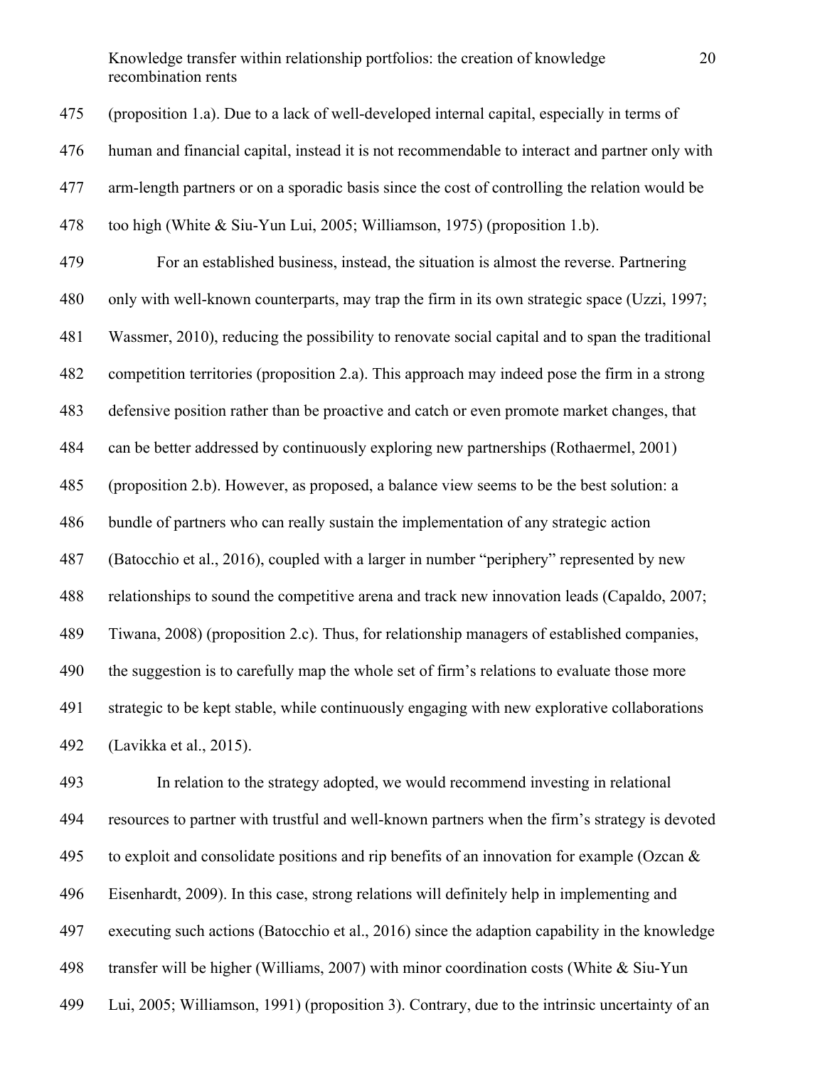(proposition 1.a). Due to a lack of well-developed internal capital, especially in terms of human and financial capital, instead it is not recommendable to interact and partner only with arm-length partners or on a sporadic basis since the cost of controlling the relation would be too high (White & Siu-Yun Lui, 2005; Williamson, 1975) (proposition 1.b).

For an established business, instead, the situation is almost the reverse. Partnering only with well-known counterparts, may trap the firm in its own strategic space (Uzzi, 1997; Wassmer, 2010), reducing the possibility to renovate social capital and to span the traditional competition territories (proposition 2.a). This approach may indeed pose the firm in a strong defensive position rather than be proactive and catch or even promote market changes, that can be better addressed by continuously exploring new partnerships (Rothaermel, 2001) (proposition 2.b). However, as proposed, a balance view seems to be the best solution: a bundle of partners who can really sustain the implementation of any strategic action (Batocchio et al., 2016), coupled with a larger in number "periphery" represented by new relationships to sound the competitive arena and track new innovation leads (Capaldo, 2007; Tiwana, 2008) (proposition 2.c). Thus, for relationship managers of established companies, the suggestion is to carefully map the whole set of firm's relations to evaluate those more strategic to be kept stable, while continuously engaging with new explorative collaborations (Lavikka et al., 2015).

In relation to the strategy adopted, we would recommend investing in relational resources to partner with trustful and well-known partners when the firm's strategy is devoted to exploit and consolidate positions and rip benefits of an innovation for example (Ozcan & Eisenhardt, 2009). In this case, strong relations will definitely help in implementing and executing such actions (Batocchio et al., 2016) since the adaption capability in the knowledge transfer will be higher (Williams, 2007) with minor coordination costs (White & Siu-Yun Lui, 2005; Williamson, 1991) (proposition 3). Contrary, due to the intrinsic uncertainty of an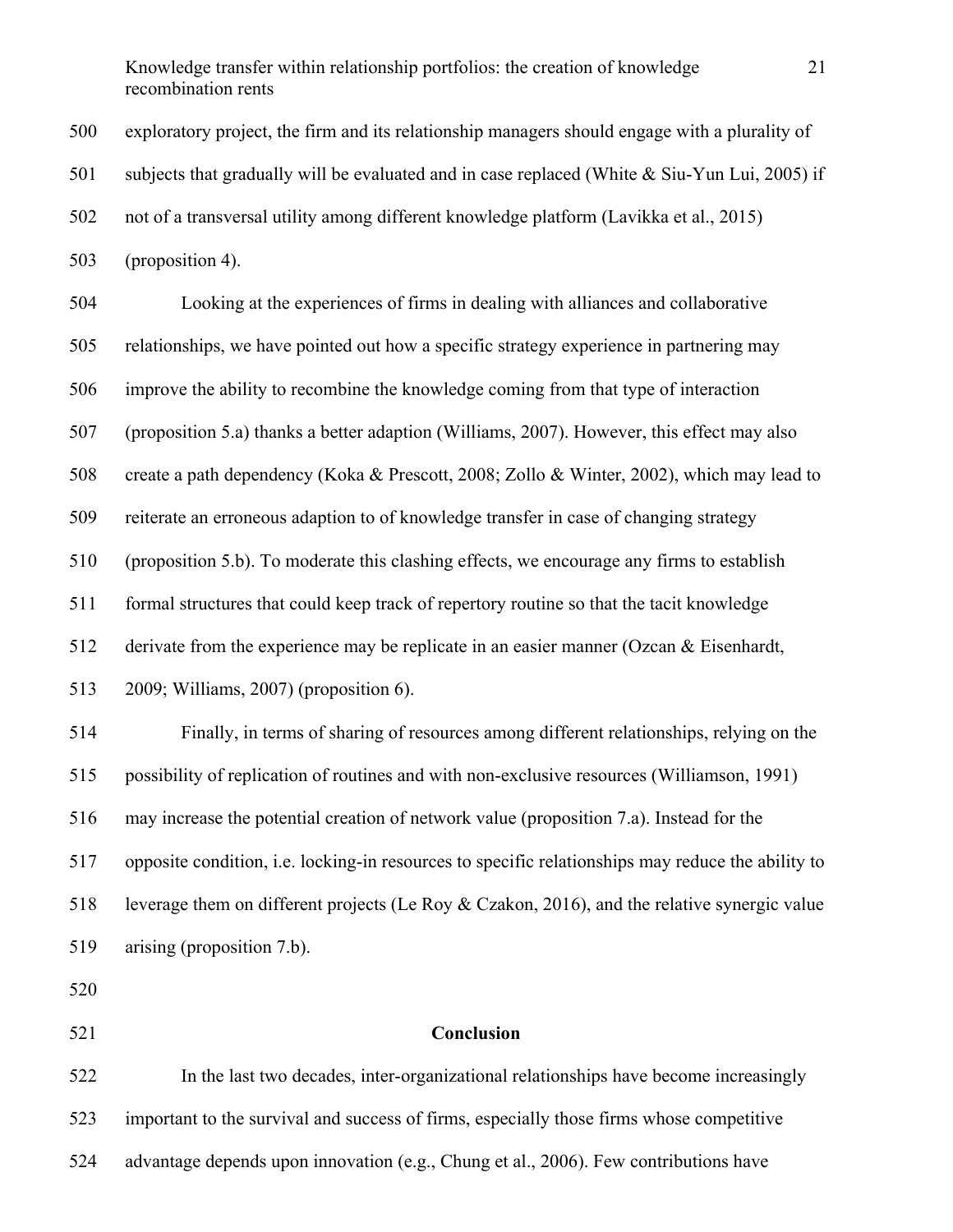exploratory project, the firm and its relationship managers should engage with a plurality of subjects that gradually will be evaluated and in case replaced (White & Siu-Yun Lui, 2005) if not of a transversal utility among different knowledge platform (Lavikka et al., 2015) (proposition 4).

Looking at the experiences of firms in dealing with alliances and collaborative relationships, we have pointed out how a specific strategy experience in partnering may improve the ability to recombine the knowledge coming from that type of interaction (proposition 5.a) thanks a better adaption (Williams, 2007). However, this effect may also create a path dependency (Koka & Prescott, 2008; Zollo & Winter, 2002), which may lead to reiterate an erroneous adaption to of knowledge transfer in case of changing strategy (proposition 5.b). To moderate this clashing effects, we encourage any firms to establish formal structures that could keep track of repertory routine so that the tacit knowledge derivate from the experience may be replicate in an easier manner (Ozcan & Eisenhardt, 2009; Williams, 2007) (proposition 6).

Finally, in terms of sharing of resources among different relationships, relying on the possibility of replication of routines and with non-exclusive resources (Williamson, 1991) may increase the potential creation of network value (proposition 7.a). Instead for the opposite condition, i.e. locking-in resources to specific relationships may reduce the ability to leverage them on different projects (Le Roy & Czakon, 2016), and the relative synergic value arising (proposition 7.b).

## Conclusion

In the last two decades, inter-organizational relationships have become increasingly important to the survival and success of firms, especially those firms whose competitive advantage depends upon innovation (e.g., Chung et al., 2006). Few contributions have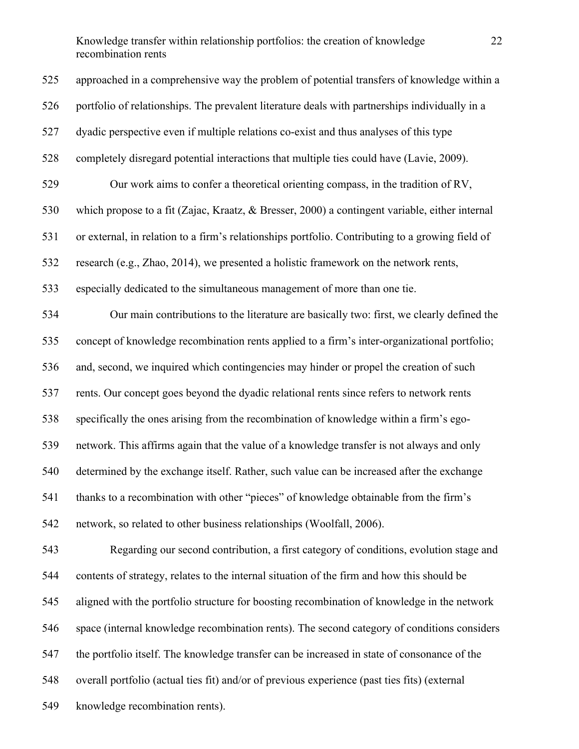approached in a comprehensive way the problem of potential transfers of knowledge within a portfolio of relationships. The prevalent literature deals with partnerships individually in a dyadic perspective even if multiple relations co-exist and thus analyses of this type completely disregard potential interactions that multiple ties could have (Lavie, 2009).

Our work aims to confer a theoretical orienting compass, in the tradition of RV, which propose to a fit (Zajac, Kraatz, & Bresser, 2000) a contingent variable, either internal or external, in relation to a firm's relationships portfolio. Contributing to a growing field of research (e.g., Zhao, 2014), we presented a holistic framework on the network rents, especially dedicated to the simultaneous management of more than one tie.

Our main contributions to the literature are basically two: first, we clearly defined the concept of knowledge recombination rents applied to a firm's inter-organizational portfolio; and, second, we inquired which contingencies may hinder or propel the creation of such rents. Our concept goes beyond the dyadic relational rents since refers to network rents specifically the ones arising from the recombination of knowledge within a firm's ego-network. This affirms again that the value of a knowledge transfer is not always and only determined by the exchange itself. Rather, such value can be increased after the exchange thanks to a recombination with other "pieces" of knowledge obtainable from the firm's network, so related to other business relationships (Woolfall, 2006).

Regarding our second contribution, a first category of conditions, evolution stage and contents of strategy, relates to the internal situation of the firm and how this should be aligned with the portfolio structure for boosting recombination of knowledge in the network space (internal knowledge recombination rents). The second category of conditions considers the portfolio itself. The knowledge transfer can be increased in state of consonance of the overall portfolio (actual ties fit) and/or of previous experience (past ties fits) (external knowledge recombination rents).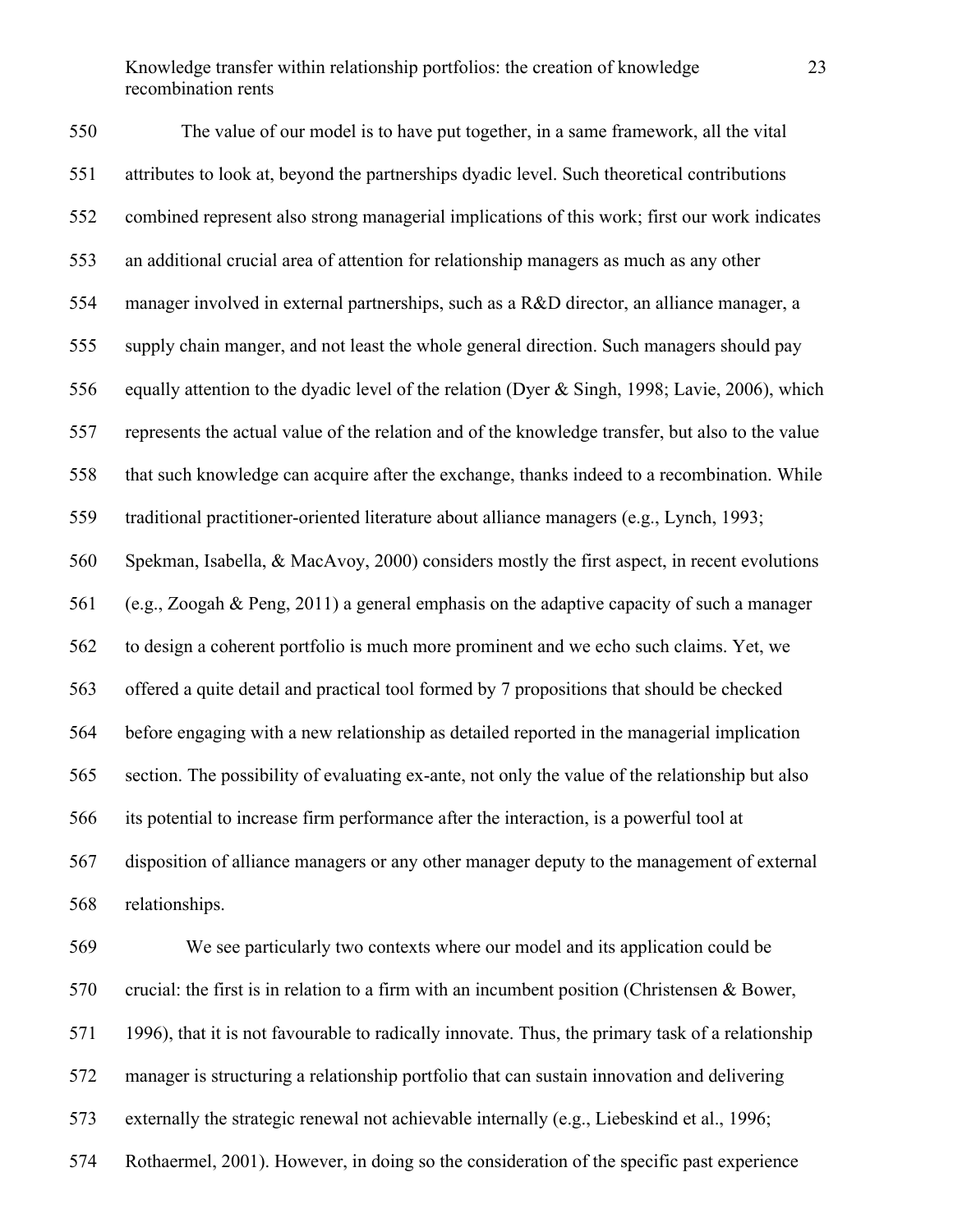The value of our model is to have put together, in a same framework, all the vital attributes to look at, beyond the partnerships dyadic level. Such theoretical contributions combined represent also strong managerial implications of this work; first our work indicates an additional crucial area of attention for relationship managers as much as any other manager involved in external partnerships, such as a R&D director, an alliance manager, a supply chain manger, and not least the whole general direction. Such managers should pay equally attention to the dyadic level of the relation (Dyer & Singh, 1998; Lavie, 2006), which represents the actual value of the relation and of the knowledge transfer, but also to the value that such knowledge can acquire after the exchange, thanks indeed to a recombination. While traditional practitioner-oriented literature about alliance managers (e.g., Lynch, 1993; Spekman, Isabella, & MacAvoy, 2000) considers mostly the first aspect, in recent evolutions (e.g., Zoogah & Peng, 2011) a general emphasis on the adaptive capacity of such a manager to design a coherent portfolio is much more prominent and we echo such claims. Yet, we offered a quite detail and practical tool formed by 7 propositions that should be checked before engaging with a new relationship as detailed reported in the managerial implication section. The possibility of evaluating ex-ante, not only the value of the relationship but also its potential to increase firm performance after the interaction, is a powerful tool at disposition of alliance managers or any other manager deputy to the management of external relationships.

We see particularly two contexts where our model and its application could be crucial: the first is in relation to a firm with an incumbent position (Christensen & Bower, 1996), that it is not favourable to radically innovate. Thus, the primary task of a relationship manager is structuring a relationship portfolio that can sustain innovation and delivering externally the strategic renewal not achievable internally (e.g., Liebeskind et al., 1996; Rothaermel, 2001). However, in doing so the consideration of the specific past experience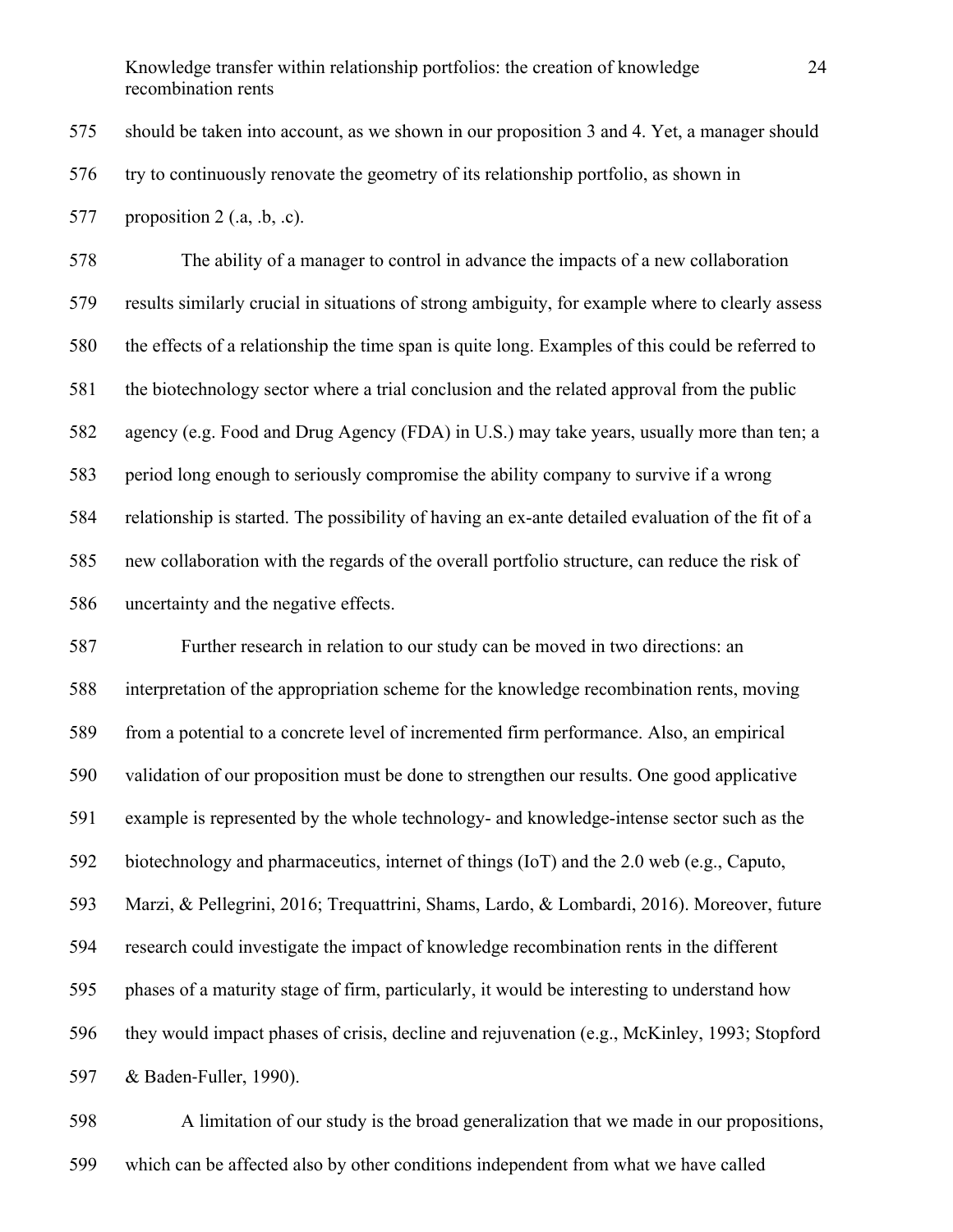should be taken into account, as we shown in our proposition 3 and 4. Yet, a manager should try to continuously renovate the geometry of its relationship portfolio, as shown in proposition 2 (.a, .b, .c).

The ability of a manager to control in advance the impacts of a new collaboration results similarly crucial in situations of strong ambiguity, for example where to clearly assess the effects of a relationship the time span is quite long. Examples of this could be referred to the biotechnology sector where a trial conclusion and the related approval from the public agency (e.g. Food and Drug Agency (FDA) in U.S.) may take years, usually more than ten; a period long enough to seriously compromise the ability company to survive if a wrong relationship is started. The possibility of having an ex-ante detailed evaluation of the fit of a new collaboration with the regards of the overall portfolio structure, can reduce the risk of uncertainty and the negative effects.

Further research in relation to our study can be moved in two directions: an interpretation of the appropriation scheme for the knowledge recombination rents, moving from a potential to a concrete level of incremented firm performance. Also, an empirical validation of our proposition must be done to strengthen our results. One good applicative example is represented by the whole technology- and knowledge-intense sector such as the biotechnology and pharmaceutics, internet of things (IoT) and the 2.0 web (e.g., Caputo, Marzi, & Pellegrini, 2016; Trequattrini, Shams, Lardo, & Lombardi, 2016). Moreover, future research could investigate the impact of knowledge recombination rents in the different phases of a maturity stage of firm, particularly, it would be interesting to understand how they would impact phases of crisis, decline and rejuvenation (e.g., McKinley, 1993; Stopford & Baden-Fuller, 1990).

A limitation of our study is the broad generalization that we made in our propositions, which can be affected also by other conditions independent from what we have called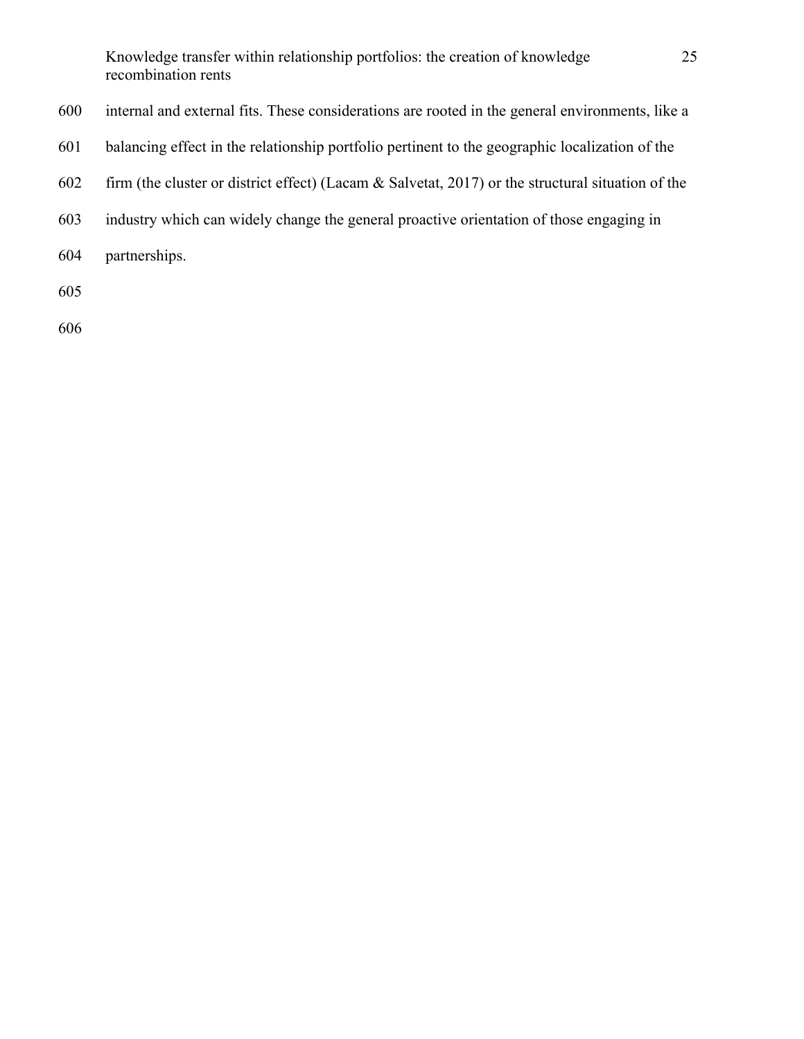internal and external fits. These considerations are rooted in the general environments, like a balancing effect in the relationship portfolio pertinent to the geographic localization of the firm (the cluster or district effect) (Lacam & Salvetat, 2017) or the structural situation of the industry which can widely change the general proactive orientation of those engaging in partnerships.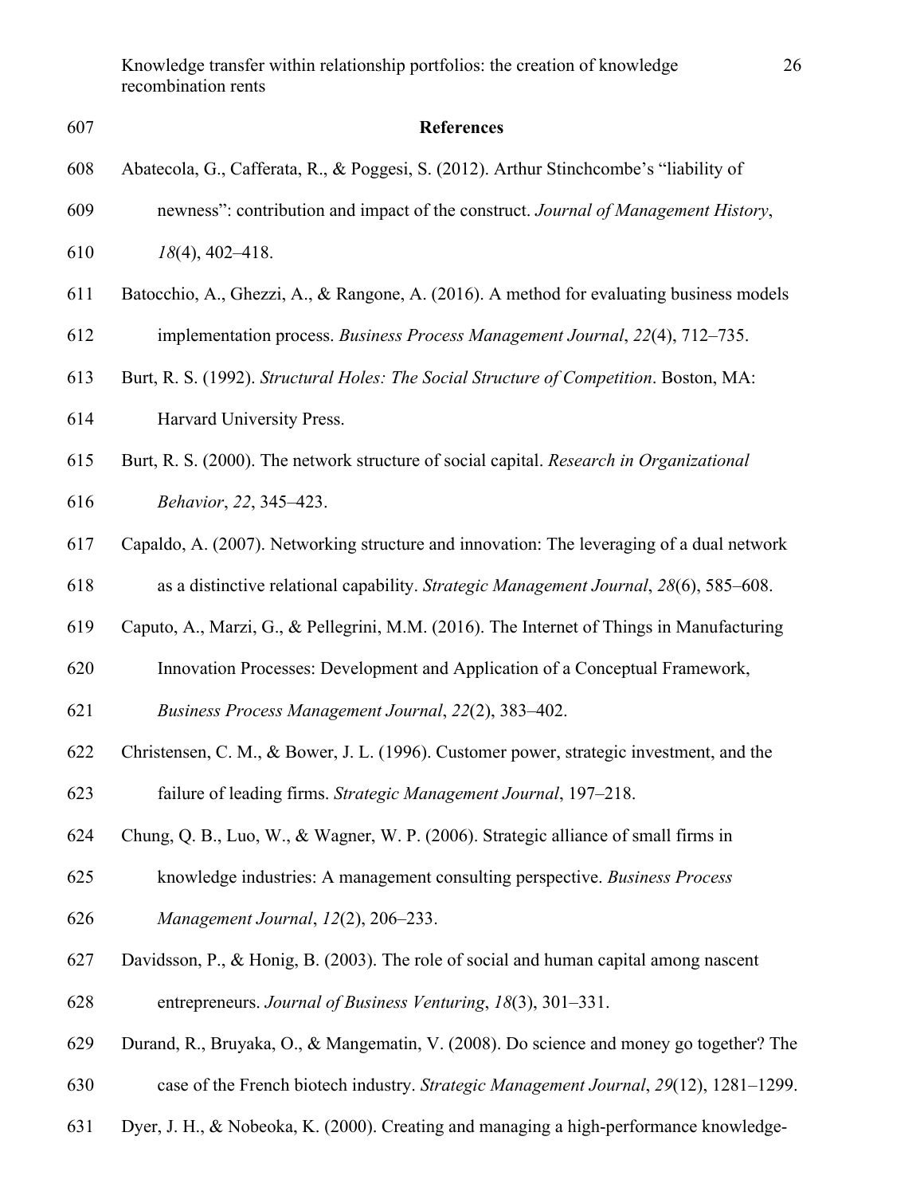## References

Abatecola, G., Cafferata, R., & Poggesi, S. (2012). Arthur Stinchcombe's "liability of newness": contribution and impact of the construct. *Journal of Management History*, *18*(4), 402–418.

Batocchio, A., Ghezzi, A., & Rangone, A. (2016). A method for evaluating business models implementation process. *Business Process Management Journal*, *22*(4), 712–735.

Burt, R. S. (1992). *Structural Holes: The Social Structure of Competition*. Boston, MA: Harvard University Press.

Burt, R. S. (2000). The network structure of social capital. *Research in Organizational Behavior*, *22*, 345–423.

Capaldo, A. (2007). Networking structure and innovation: The leveraging of a dual network as a distinctive relational capability. *Strategic Management Journal*, *28*(6), 585–608.

Caputo, A., Marzi, G., & Pellegrini, M.M. (2016). The Internet of Things in Manufacturing Innovation Processes: Development and Application of a Conceptual Framework, *Business Process Management Journal*, *22*(2), 383–402.

Christensen, C. M., & Bower, J. L. (1996). Customer power, strategic investment, and the failure of leading firms. *Strategic Management Journal*, 197–218.

Chung, Q. B., Luo, W., & Wagner, W. P. (2006). Strategic alliance of small firms in knowledge industries: A management consulting perspective. *Business Process Management Journal*, *12*(2), 206–233.

Davidsson, P., & Honig, B. (2003). The role of social and human capital among nascent entrepreneurs. *Journal of Business Venturing*, *18*(3), 301–331.

Durand, R., Bruyaka, O., & Mangematin, V. (2008). Do science and money go together? The case of the French biotech industry. *Strategic Management Journal*, *29*(12), 1281–1299.

Dyer, J. H., & Nobeoka, K. (2000). Creating and managing a high-performance knowledge-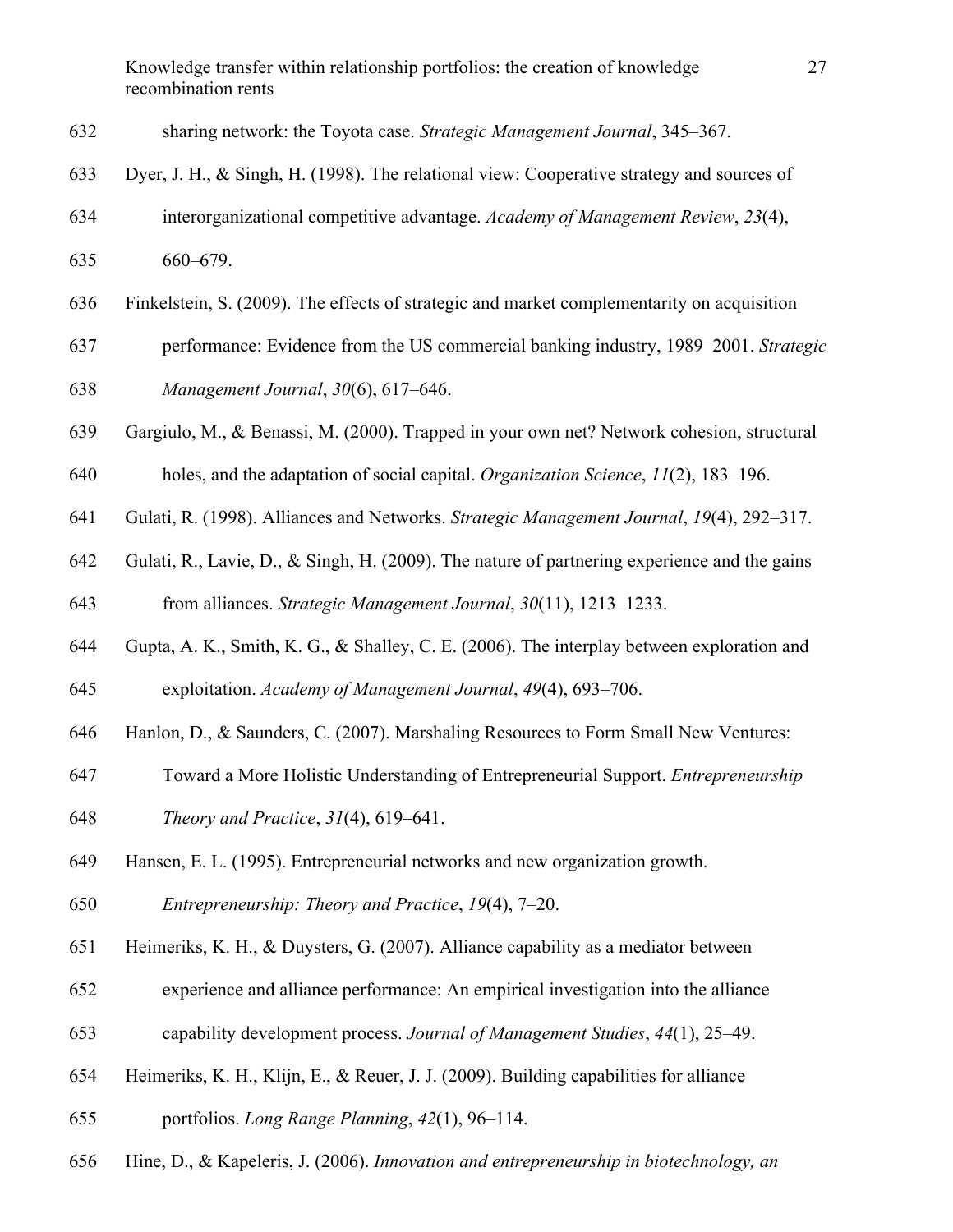sharing network: the Toyota case. *Strategic Management Journal*, 345–367.

Dyer, J. H., & Singh, H. (1998). The relational view: Cooperative strategy and sources of interorganizational competitive advantage. *Academy of Management Review*, *23*(4), 660–679.

Finkelstein, S. (2009). The effects of strategic and market complementarity on acquisition performance: Evidence from the US commercial banking industry, 1989–2001. *Strategic Management Journal*, *30*(6), 617–646.

Gargiulo, M., & Benassi, M. (2000). Trapped in your own net? Network cohesion, structural holes, and the adaptation of social capital. *Organization Science*, *11*(2), 183–196.

Gulati, R. (1998). Alliances and Networks. *Strategic Management Journal*, *19*(4), 292–317.

Gulati, R., Lavie, D., & Singh, H. (2009). The nature of partnering experience and the gains from alliances. *Strategic Management Journal*, *30*(11), 1213–1233.

Gupta, A. K., Smith, K. G., & Shalley, C. E. (2006). The interplay between exploration and exploitation. *Academy of Management Journal*, *49*(4), 693–706.

Hanlon, D., & Saunders, C. (2007). Marshaling Resources to Form Small New Ventures: Toward a More Holistic Understanding of Entrepreneurial Support. *Entrepreneurship Theory and Practice*, *31*(4), 619–641.

Hansen, E. L. (1995). Entrepreneurial networks and new organization growth. *Entrepreneurship: Theory and Practice*, *19*(4), 7–20.

Heimeriks, K. H., & Duysters, G. (2007). Alliance capability as a mediator between experience and alliance performance: An empirical investigation into the alliance capability development process. *Journal of Management Studies*, *44*(1), 25–49.

Heimeriks, K. H., Klijn, E., & Reuer, J. J. (2009). Building capabilities for alliance portfolios. *Long Range Planning*, *42*(1), 96–114.

Hine, D., & Kapeleris, J. (2006). *Innovation and entrepreneurship in biotechnology, an*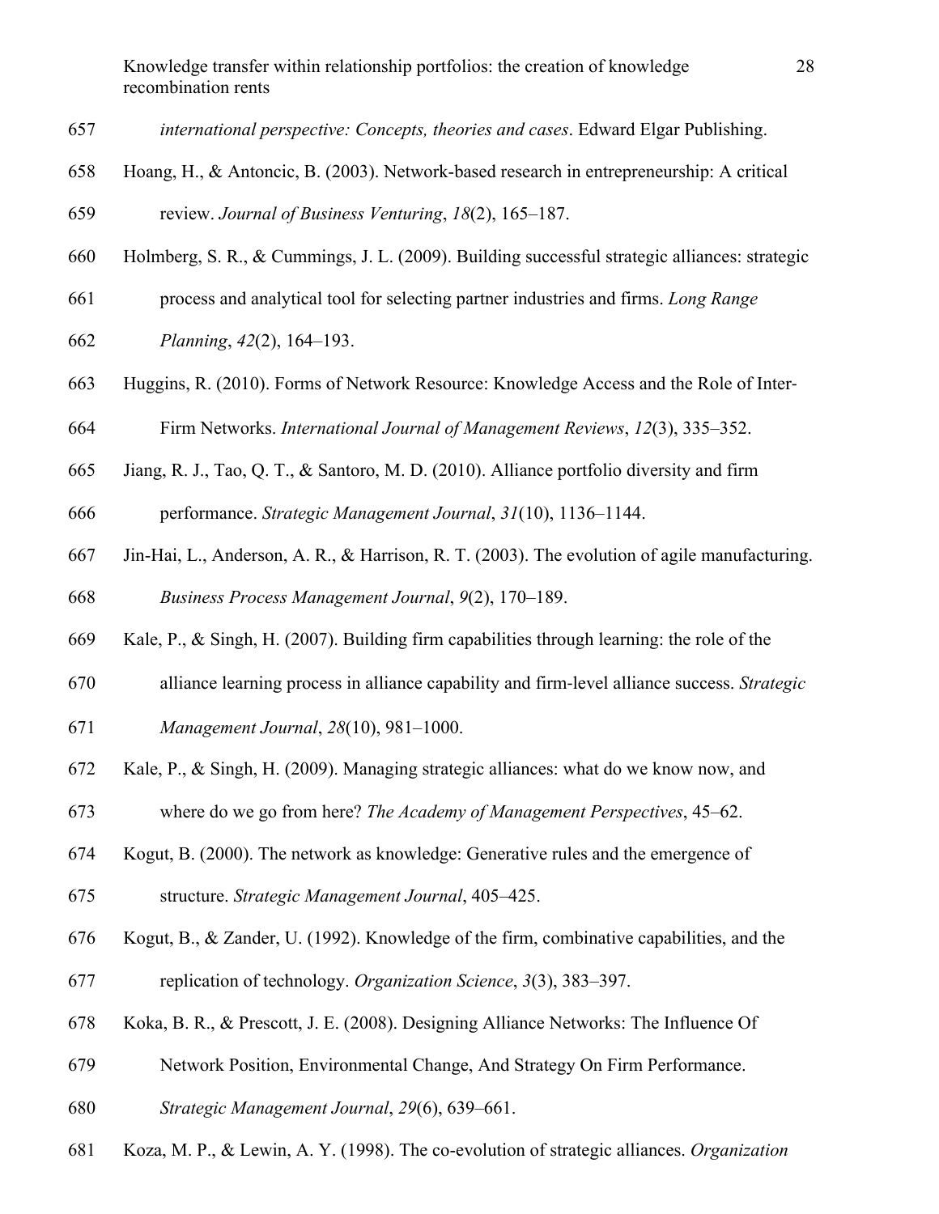*international perspective: Concepts, theories and cases*. Edward Elgar Publishing.

Hoang, H., & Antoncic, B. (2003). Network-based research in entrepreneurship: A critical review. *Journal of Business Venturing*, *18*(2), 165–187.

Holmberg, S. R., & Cummings, J. L. (2009). Building successful strategic alliances: strategic process and analytical tool for selecting partner industries and firms. *Long Range Planning*, *42*(2), 164–193.

Huggins, R. (2010). Forms of Network Resource: Knowledge Access and the Role of Inter-Firm Networks. *International Journal of Management Reviews*, *12*(3), 335–352.

Jiang, R. J., Tao, Q. T., & Santoro, M. D. (2010). Alliance portfolio diversity and firm performance. *Strategic Management Journal*, *31*(10), 1136–1144.

Jin-Hai, L., Anderson, A. R., & Harrison, R. T. (2003). The evolution of agile manufacturing. *Business Process Management Journal*, *9*(2), 170–189.

Kale, P., & Singh, H. (2007). Building firm capabilities through learning: the role of the alliance learning process in alliance capability and firm-level alliance success. *Strategic Management Journal*, *28*(10), 981–1000.

Kale, P., & Singh, H. (2009). Managing strategic alliances: what do we know now, and where do we go from here? *The Academy of Management Perspectives*, 45–62.

Kogut, B. (2000). The network as knowledge: Generative rules and the emergence of structure. *Strategic Management Journal*, 405–425.

Kogut, B., & Zander, U. (1992). Knowledge of the firm, combinative capabilities, and the replication of technology. *Organization Science*, *3*(3), 383–397.

Koka, B. R., & Prescott, J. E. (2008). Designing Alliance Networks: The Influence Of Network Position, Environmental Change, And Strategy On Firm Performance. *Strategic Management Journal*, *29*(6), 639–661.

Koza, M. P., & Lewin, A. Y. (1998). The co-evolution of strategic alliances. *Organization*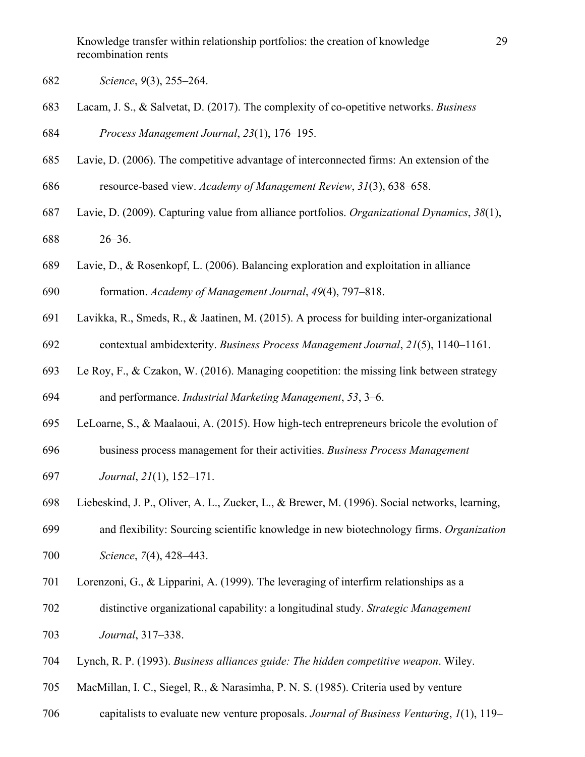*Science*, *9*(3), 255–264.

Lacam, J. S., & Salvetat, D. (2017). The complexity of co-opetitive networks. *Business Process Management Journal*, *23*(1), 176–195.

Lavie, D. (2006). The competitive advantage of interconnected firms: An extension of the resource-based view. *Academy of Management Review*, *31*(3), 638–658.

Lavie, D. (2009). Capturing value from alliance portfolios. *Organizational Dynamics*, *38*(1), 26–36.

Lavie, D., & Rosenkopf, L. (2006). Balancing exploration and exploitation in alliance formation. *Academy of Management Journal*, *49*(4), 797–818.

Lavikka, R., Smeds, R., & Jaatinen, M. (2015). A process for building inter-organizational contextual ambidexterity. *Business Process Management Journal*, *21*(5), 1140–1161.

Le Roy, F., & Czakon, W. (2016). Managing coopetition: the missing link between strategy and performance. *Industrial Marketing Management*, *53*, 3–6.

LeLoarne, S., & Maalaoui, A. (2015). How high-tech entrepreneurs bricole the evolution of business process management for their activities. *Business Process Management Journal*, *21*(1), 152–171.

Liebeskind, J. P., Oliver, A. L., Zucker, L., & Brewer, M. (1996). Social networks, learning, and flexibility: Sourcing scientific knowledge in new biotechnology firms. *Organization Science*, *7*(4), 428–443.

Lorenzoni, G., & Lipparini, A. (1999). The leveraging of interfirm relationships as a distinctive organizational capability: a longitudinal study. *Strategic Management Journal*, 317–338.

Lynch, R. P. (1993). *Business alliances guide: The hidden competitive weapon*. Wiley.

MacMillan, I. C., Siegel, R., & Narasimha, P. N. S. (1985). Criteria used by venture capitalists to evaluate new venture proposals. *Journal of Business Venturing*, *1*(1), 119–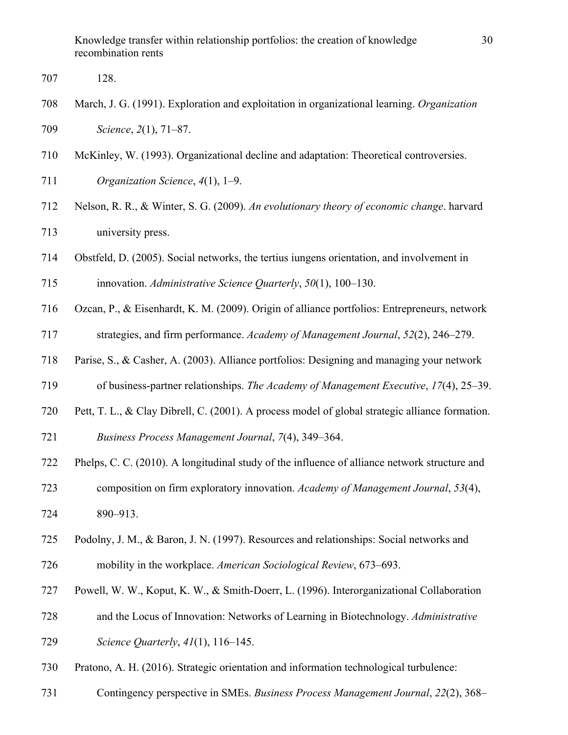128.

March, J. G. (1991). Exploration and exploitation in organizational learning. *Organization Science*, *2*(1), 71–87.

McKinley, W. (1993). Organizational decline and adaptation: Theoretical controversies. *Organization Science*, *4*(1), 1–9.

Nelson, R. R., & Winter, S. G. (2009). *An evolutionary theory of economic change*. harvard university press.

Obstfeld, D. (2005). Social networks, the tertius iungens orientation, and involvement in innovation. *Administrative Science Quarterly*, *50*(1), 100–130.

Ozcan, P., & Eisenhardt, K. M. (2009). Origin of alliance portfolios: Entrepreneurs, network strategies, and firm performance. *Academy of Management Journal*, *52*(2), 246–279.

Parise, S., & Casher, A. (2003). Alliance portfolios: Designing and managing your network of business-partner relationships. *The Academy of Management Executive*, *17*(4), 25–39.

Pett, T. L., & Clay Dibrell, C. (2001). A process model of global strategic alliance formation. *Business Process Management Journal*, *7*(4), 349–364.

Phelps, C. C. (2010). A longitudinal study of the influence of alliance network structure and composition on firm exploratory innovation. *Academy of Management Journal*, *53*(4), 890–913.

Podolny, J. M., & Baron, J. N. (1997). Resources and relationships: Social networks and mobility in the workplace. *American Sociological Review*, 673–693.

Powell, W. W., Koput, K. W., & Smith-Doerr, L. (1996). Interorganizational Collaboration and the Locus of Innovation: Networks of Learning in Biotechnology. *Administrative Science Quarterly*, *41*(1), 116–145.

Pratono, A. H. (2016). Strategic orientation and information technological turbulence: Contingency perspective in SMEs. *Business Process Management Journal*, *22*(2), 368–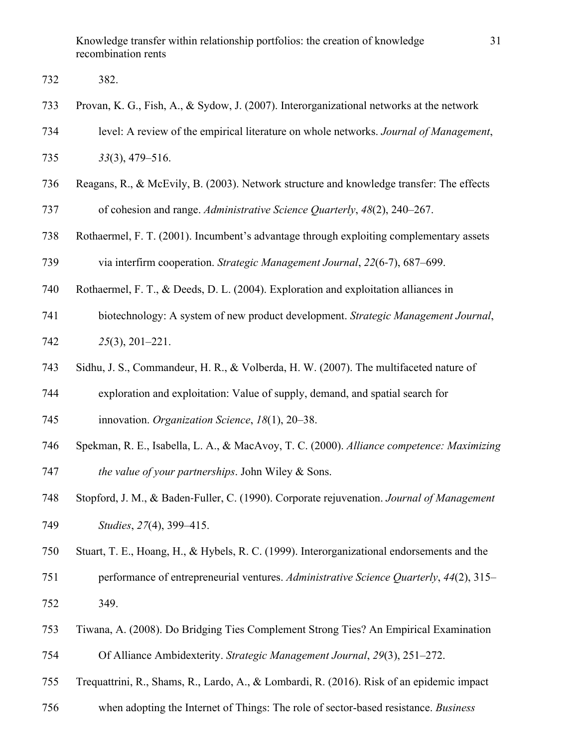382.

Provan, K. G., Fish, A., & Sydow, J. (2007). Interorganizational networks at the network level: A review of the empirical literature on whole networks. *Journal of Management*, *33*(3), 479–516.

Reagans, R., & McEvily, B. (2003). Network structure and knowledge transfer: The effects of cohesion and range. *Administrative Science Quarterly*, *48*(2), 240–267.

Rothaermel, F. T. (2001). Incumbent's advantage through exploiting complementary assets via interfirm cooperation. *Strategic Management Journal*, *22*(6-7), 687–699.

Rothaermel, F. T., & Deeds, D. L. (2004). Exploration and exploitation alliances in biotechnology: A system of new product development. *Strategic Management Journal*, *25*(3), 201–221.

Sidhu, J. S., Commandeur, H. R., & Volberda, H. W. (2007). The multifaceted nature of exploration and exploitation: Value of supply, demand, and spatial search for innovation. *Organization Science*, *18*(1), 20–38.

Spekman, R. E., Isabella, L. A., & MacAvoy, T. C. (2000). *Alliance competence: Maximizing the value of your partnerships*. John Wiley & Sons.

Stopford, J. M., & Baden-Fuller, C. (1990). Corporate rejuvenation. *Journal of Management Studies*, *27*(4), 399–415.

Stuart, T. E., Hoang, H., & Hybels, R. C. (1999). Interorganizational endorsements and the performance of entrepreneurial ventures. *Administrative Science Quarterly*, *44*(2), 315–349.

Tiwana, A. (2008). Do Bridging Ties Complement Strong Ties? An Empirical Examination Of Alliance Ambidexterity. *Strategic Management Journal*, *29*(3), 251–272.

Trequattrini, R., Shams, R., Lardo, A., & Lombardi, R. (2016). Risk of an epidemic impact when adopting the Internet of Things: The role of sector-based resistance. *Business*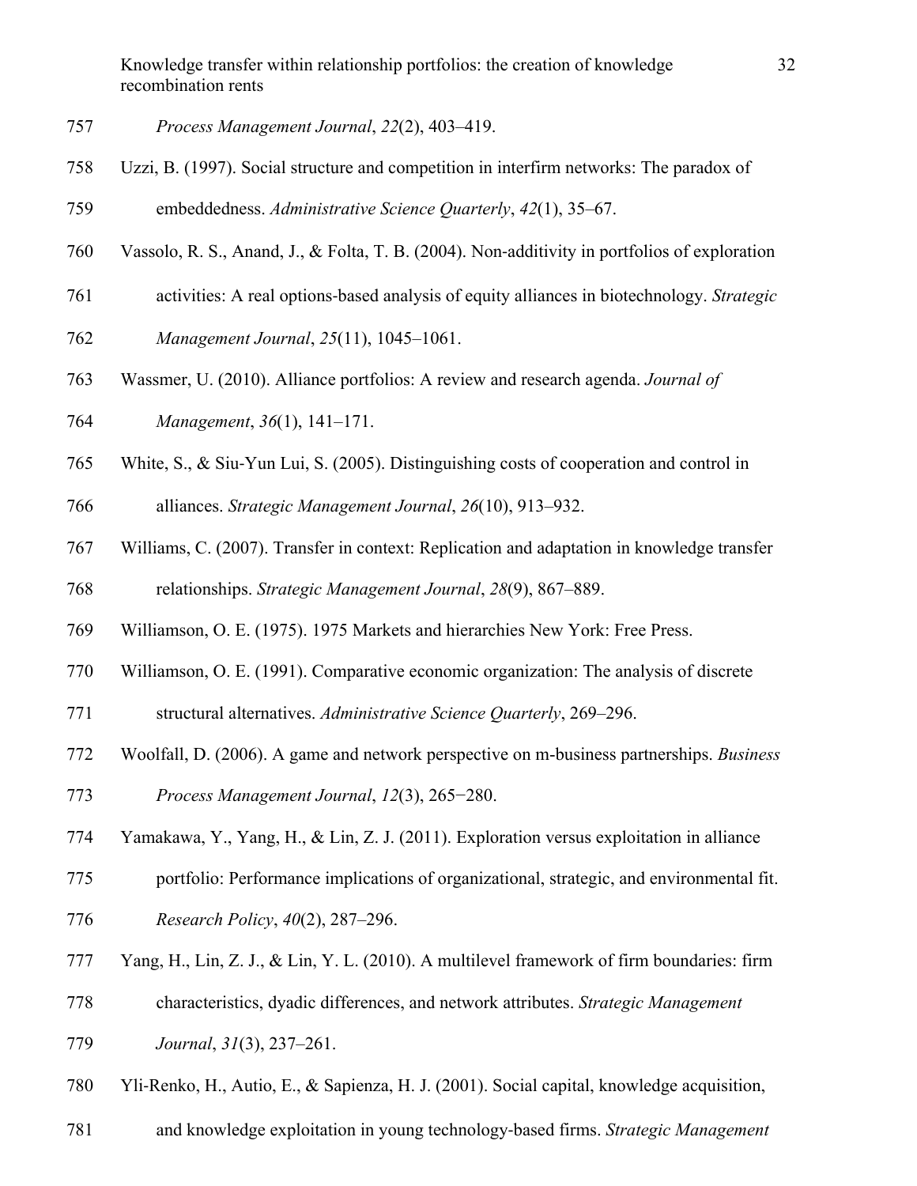*Process Management Journal*, *22*(2), 403–419.

Uzzi, B. (1997). Social structure and competition in interfirm networks: The paradox of embeddedness. *Administrative Science Quarterly*, *42*(1), 35–67.

Vassolo, R. S., Anand, J., & Folta, T. B. (2004). Non-additivity in portfolios of exploration activities: A real options-based analysis of equity alliances in biotechnology. *Strategic Management Journal*, *25*(11), 1045–1061.

Wassmer, U. (2010). Alliance portfolios: A review and research agenda. *Journal of Management*, *36*(1), 141–171.

White, S., & Siu-Yun Lui, S. (2005). Distinguishing costs of cooperation and control in alliances. *Strategic Management Journal*, *26*(10), 913–932.

Williams, C. (2007). Transfer in context: Replication and adaptation in knowledge transfer relationships. *Strategic Management Journal*, *28*(9), 867–889.

Williamson, O. E. (1975). 1975 Markets and hierarchies New York: Free Press.

Williamson, O. E. (1991). Comparative economic organization: The analysis of discrete structural alternatives. *Administrative Science Quarterly*, 269–296.

Woolfall, D. (2006). A game and network perspective on m-business partnerships. *Business Process Management Journal*, *12*(3), 265−280.

Yamakawa, Y., Yang, H., & Lin, Z. J. (2011). Exploration versus exploitation in alliance portfolio: Performance implications of organizational, strategic, and environmental fit. *Research Policy*, *40*(2), 287–296.

Yang, H., Lin, Z. J., & Lin, Y. L. (2010). A multilevel framework of firm boundaries: firm characteristics, dyadic differences, and network attributes. *Strategic Management Journal*, *31*(3), 237–261.

Yli-Renko, H., Autio, E., & Sapienza, H. J. (2001). Social capital, knowledge acquisition, and knowledge exploitation in young technology-based firms. *Strategic Management*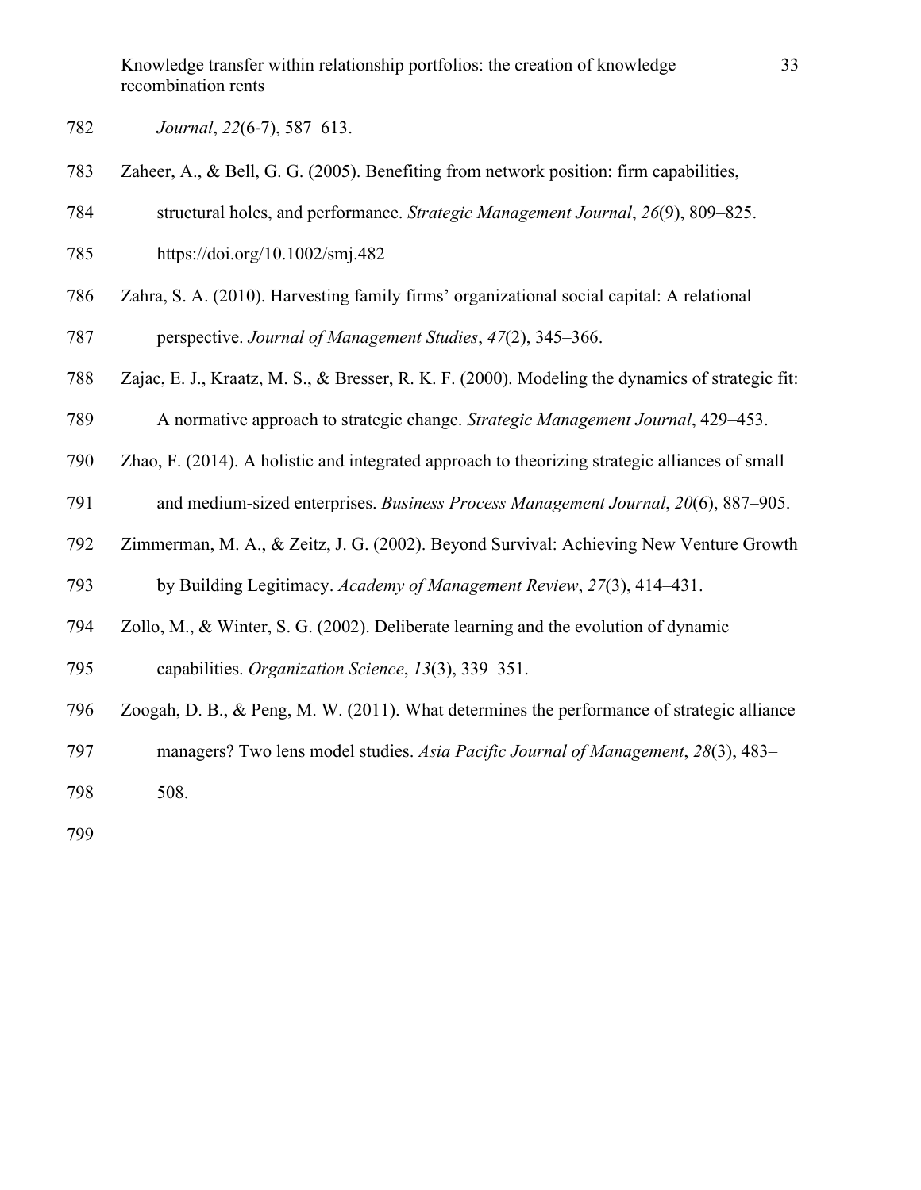*Journal*, *22*(6-7), 587–613.

Zaheer, A., & Bell, G. G. (2005). Benefiting from network position: firm capabilities, structural holes, and performance. *Strategic Management Journal*, *26*(9), 809–825. https://doi.org/10.1002/smj.482

Zahra, S. A. (2010). Harvesting family firms' organizational social capital: A relational perspective. *Journal of Management Studies*, *47*(2), 345–366.

Zajac, E. J., Kraatz, M. S., & Bresser, R. K. F. (2000). Modeling the dynamics of strategic fit: A normative approach to strategic change. *Strategic Management Journal*, 429–453.

Zhao, F. (2014). A holistic and integrated approach to theorizing strategic alliances of small and medium-sized enterprises. *Business Process Management Journal*, *20*(6), 887–905.

Zimmerman, M. A., & Zeitz, J. G. (2002). Beyond Survival: Achieving New Venture Growth by Building Legitimacy. *Academy of Management Review*, *27*(3), 414–431.

Zollo, M., & Winter, S. G. (2002). Deliberate learning and the evolution of dynamic capabilities. *Organization Science*, *13*(3), 339–351.

Zoogah, D. B., & Peng, M. W. (2011). What determines the performance of strategic alliance managers? Two lens model studies. *Asia Pacific Journal of Management*, *28*(3), 483–508.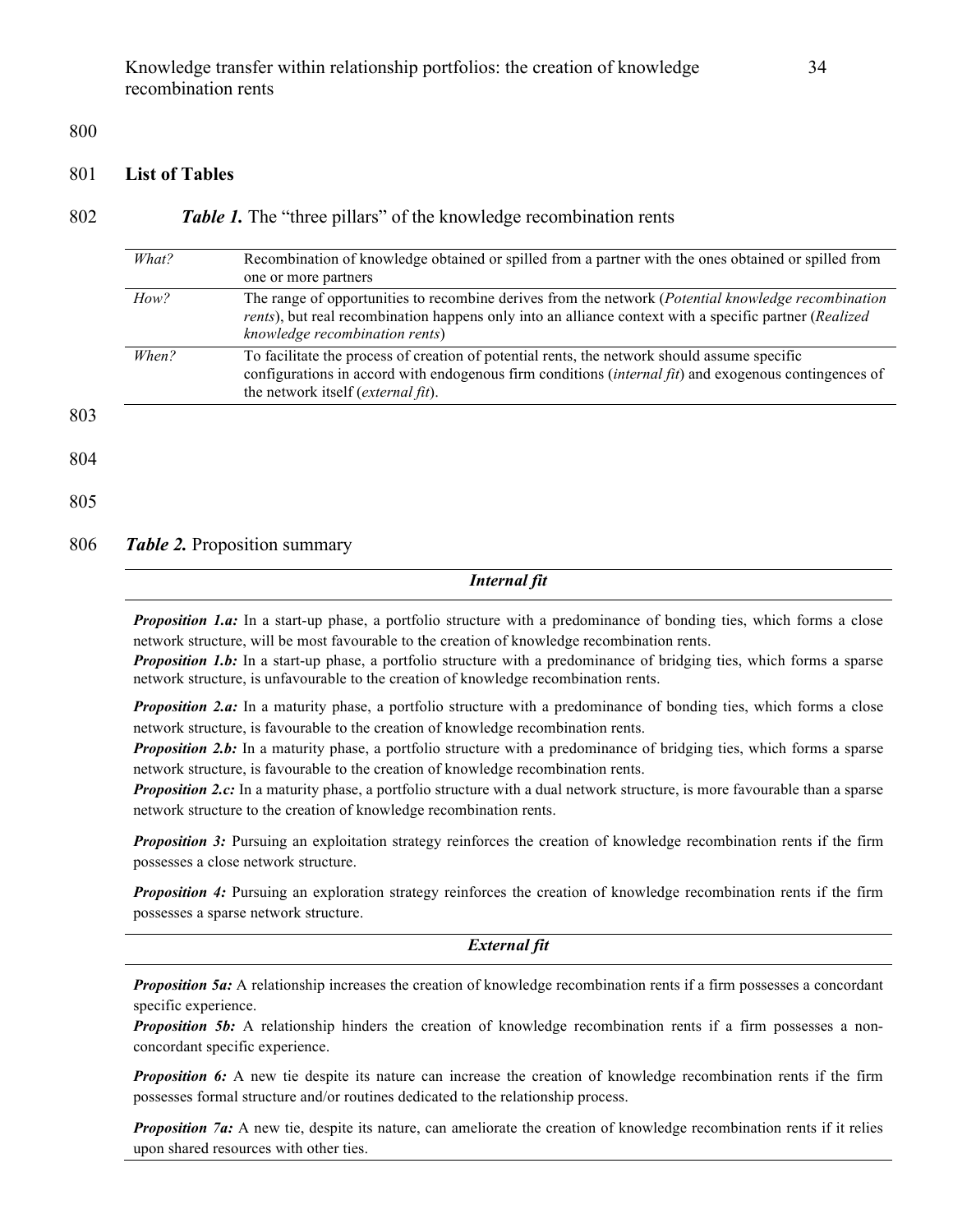**List of Tables**

***Table 1.*** The "three pillars" of the knowledge recombination rents

| | |
|---|---|
| *What?* | Recombination of knowledge obtained or spilled from a partner with the ones obtained or spilled from one or more partners |
| *How?* | The range of opportunities to recombine derives from the network (*Potential knowledge recombination rents*), but real recombination happens only into an alliance context with a specific partner (*Realized knowledge recombination rents*) |
| *When?* | To facilitate the process of creation of potential rents, the network should assume specific configurations in accord with endogenous firm conditions (*internal fit*) and exogenous contingences of the network itself (*external fit*). |

***Table 2.*** Proposition summary

| ***Internal fit*** |
|---|
| ***Proposition 1.a:*** In a start-up phase, a portfolio structure with a predominance of bonding ties, which forms a close network structure, will be most favourable to the creation of knowledge recombination rents. ***Proposition 1.b:*** In a start-up phase, a portfolio structure with a predominance of bridging ties, which forms a sparse network structure, is unfavourable to the creation of knowledge recombination rents. |
| ***Proposition 2.a:*** In a maturity phase, a portfolio structure with a predominance of bonding ties, which forms a close network structure, is favourable to the creation of knowledge recombination rents. ***Proposition 2.b:*** In a maturity phase, a portfolio structure with a predominance of bridging ties, which forms a sparse network structure, is favourable to the creation of knowledge recombination rents. ***Proposition 2.c:*** In a maturity phase, a portfolio structure with a dual network structure, is more favourable than a sparse network structure to the creation of knowledge recombination rents. |
| ***Proposition 3:*** Pursuing an exploitation strategy reinforces the creation of knowledge recombination rents if the firm possesses a close network structure. |
| ***Proposition 4:*** Pursuing an exploration strategy reinforces the creation of knowledge recombination rents if the firm possesses a sparse network structure. |
| ***External fit*** |
| ***Proposition 5a:*** A relationship increases the creation of knowledge recombination rents if a firm possesses a concordant specific experience. ***Proposition 5b:*** A relationship hinders the creation of knowledge recombination rents if a firm possesses a non-concordant specific experience. |
| ***Proposition 6:*** A new tie despite its nature can increase the creation of knowledge recombination rents if the firm possesses formal structure and/or routines dedicated to the relationship process. |
| ***Proposition 7a:*** A new tie, despite its nature, can ameliorate the creation of knowledge recombination rents if it relies upon shared resources with other ties. |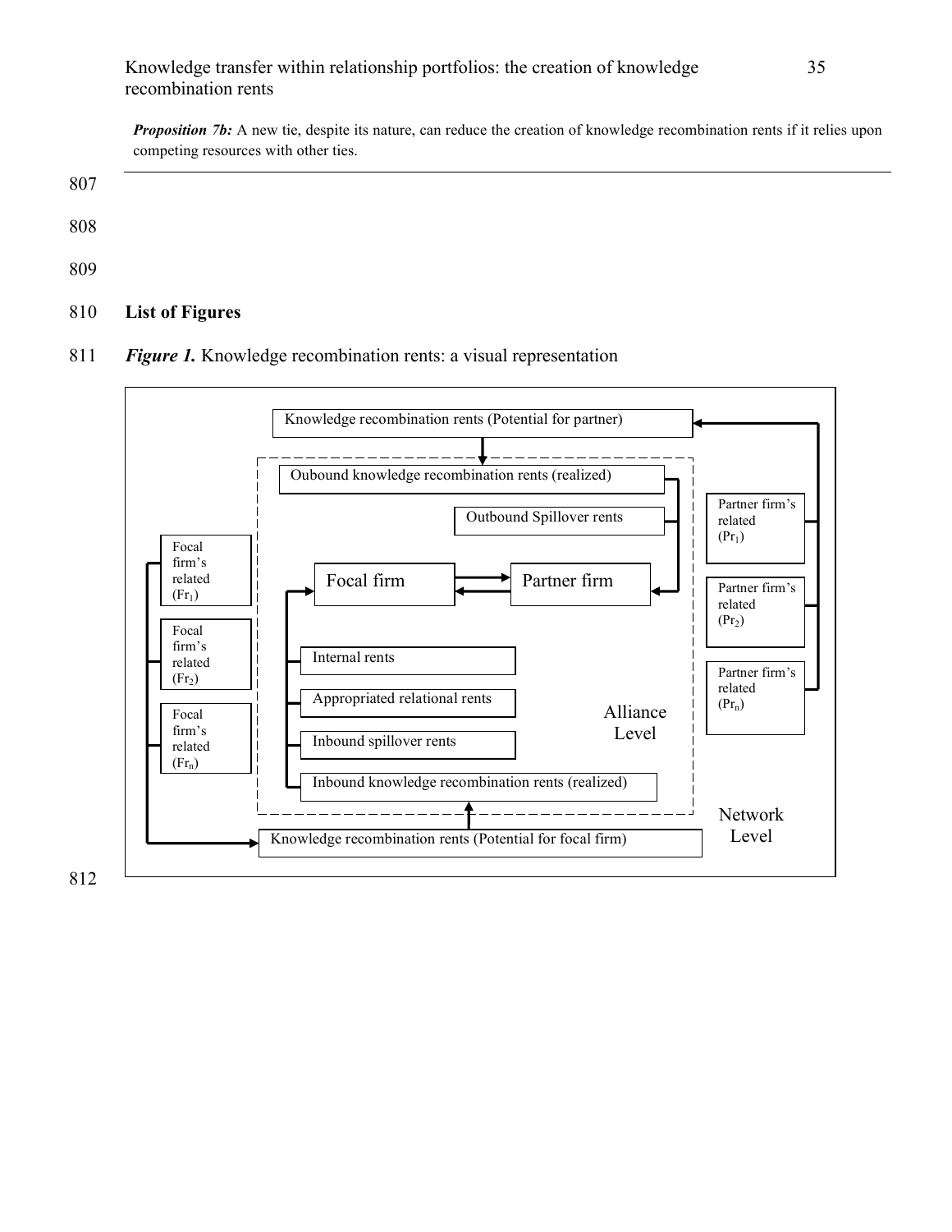*Proposition 7b:* A new tie, despite its nature, can reduce the creation of knowledge recombination rents if it relies upon competing resources with other ties.

## List of Figures

***Figure 1.*** Knowledge recombination rents: a visual representation

Knowledge recombination rents (Potential for partner)

Oubound knowledge recombination rents (realized)

Outbound Spillover rents

Focal firm

Partner firm

Internal rents

Appropriated relational rents

Inbound spillover rents

Inbound knowledge recombination rents (realized)

Alliance Level

Focal firm's related ($Fr_1$)

Focal firm's related ($Fr_2$)

Focal firm's related ($Fr_n$)

Partner firm's related ($Pr_1$)

Partner firm's related ($Pr_2$)

Partner firm's related ($Pr_n$)

Knowledge recombination rents (Potential for focal firm)

Network Level